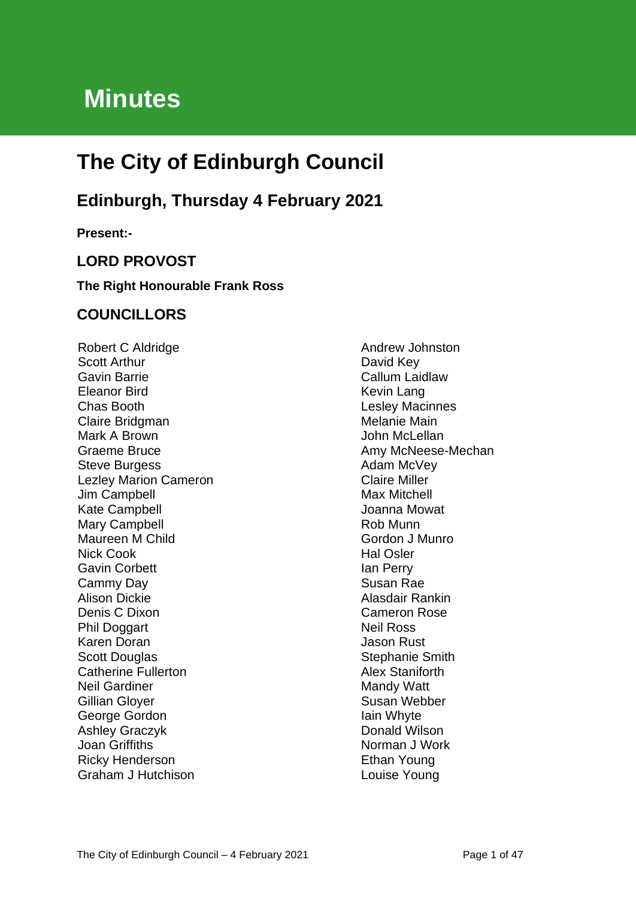# Minutes

# The City of Edinburgh Council

## Edinburgh, Thursday 4 February 2021

**Present:-**

### LORD PROVOST

**The Right Honourable Frank Ross**

### COUNCILLORS

Robert C Aldridge
Scott Arthur
Gavin Barrie
Eleanor Bird
Chas Booth
Claire Bridgman
Mark A Brown
Graeme Bruce
Steve Burgess
Lezley Marion Cameron
Jim Campbell
Kate Campbell
Mary Campbell
Maureen M Child
Nick Cook
Gavin Corbett
Cammy Day
Alison Dickie
Denis C Dixon
Phil Doggart
Karen Doran
Scott Douglas
Catherine Fullerton
Neil Gardiner
Gillian Gloyer
George Gordon
Ashley Graczyk
Joan Griffiths
Ricky Henderson
Graham J Hutchison
Andrew Johnston
David Key
Callum Laidlaw
Kevin Lang
Lesley Macinnes
Melanie Main
John McLellan
Amy McNeese-Mechan
Adam McVey
Claire Miller
Max Mitchell
Joanna Mowat
Rob Munn
Gordon J Munro
Hal Osler
Ian Perry
Susan Rae
Alasdair Rankin
Cameron Rose
Neil Ross
Jason Rust
Stephanie Smith
Alex Staniforth
Mandy Watt
Susan Webber
Iain Whyte
Donald Wilson
Norman J Work
Ethan Young
Louise Young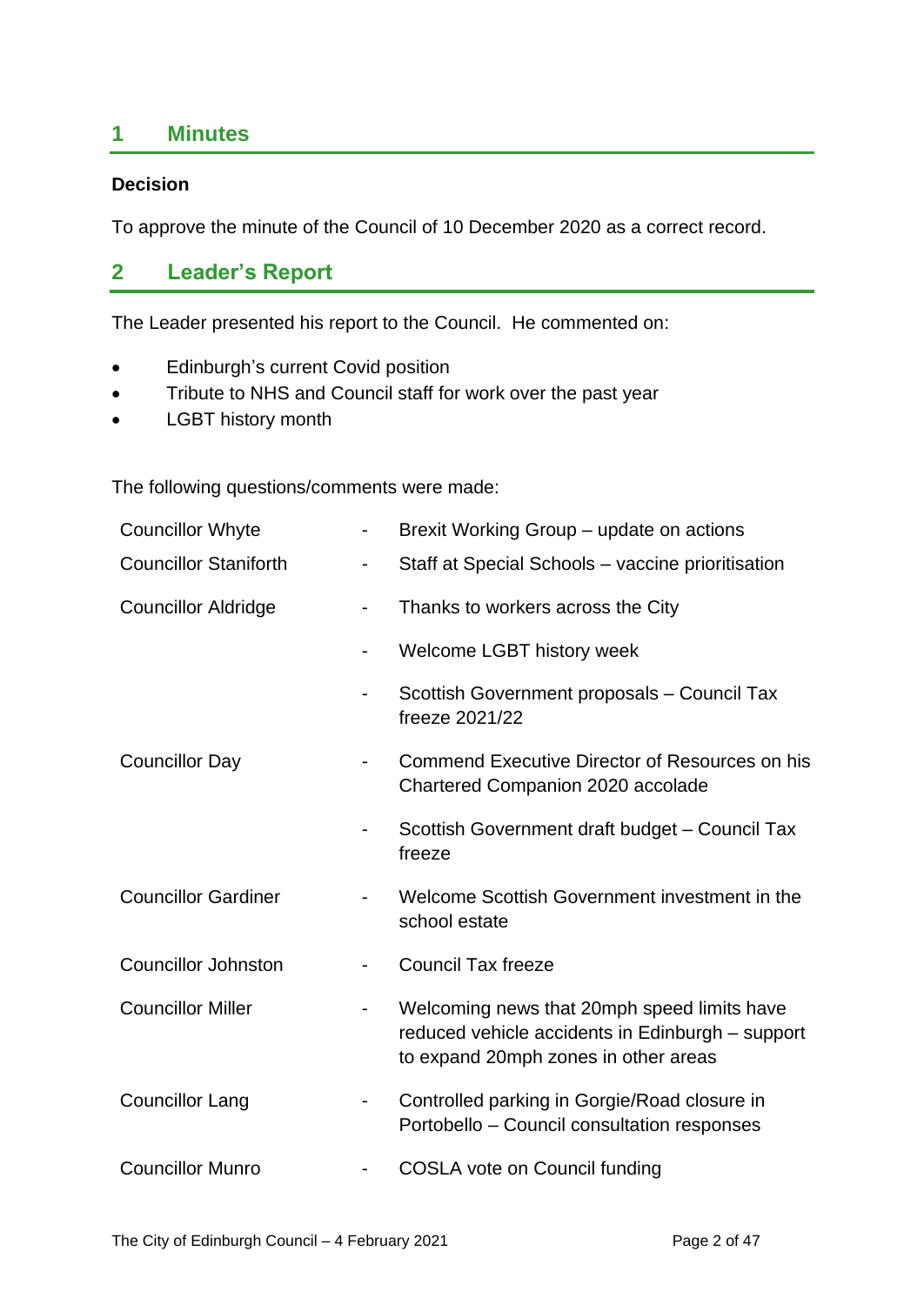## 1 Minutes

**Decision**

To approve the minute of the Council of 10 December 2020 as a correct record.

## 2 Leader's Report

The Leader presented his report to the Council. He commented on:

- Edinburgh's current Covid position
- Tribute to NHS and Council staff for work over the past year
- LGBT history month

The following questions/comments were made:

| | | |
|---|---|---|
| Councillor Whyte | - | Brexit Working Group – update on actions |
| Councillor Staniforth | - | Staff at Special Schools – vaccine prioritisation |
| Councillor Aldridge | - | Thanks to workers across the City |
| | - | Welcome LGBT history week |
| | - | Scottish Government proposals – Council Tax freeze 2021/22 |
| Councillor Day | - | Commend Executive Director of Resources on his Chartered Companion 2020 accolade |
| | - | Scottish Government draft budget – Council Tax freeze |
| Councillor Gardiner | - | Welcome Scottish Government investment in the school estate |
| Councillor Johnston | - | Council Tax freeze |
| Councillor Miller | - | Welcoming news that 20mph speed limits have reduced vehicle accidents in Edinburgh – support to expand 20mph zones in other areas |
| Councillor Lang | - | Controlled parking in Gorgie/Road closure in Portobello – Council consultation responses |
| Councillor Munro | - | COSLA vote on Council funding |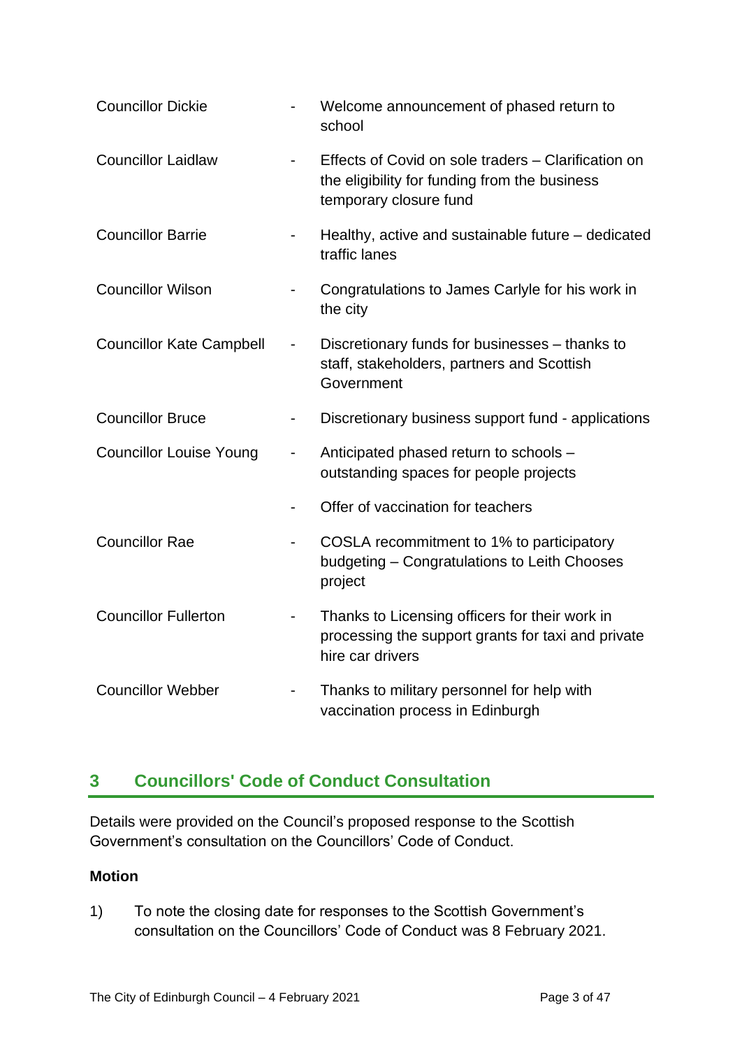| | | |
|---|---|---|
| Councillor Dickie | - | Welcome announcement of phased return to school |
| Councillor Laidlaw | - | Effects of Covid on sole traders – Clarification on the eligibility for funding from the business temporary closure fund |
| Councillor Barrie | - | Healthy, active and sustainable future – dedicated traffic lanes |
| Councillor Wilson | - | Congratulations to James Carlyle for his work in the city |
| Councillor Kate Campbell | - | Discretionary funds for businesses – thanks to staff, stakeholders, partners and Scottish Government |
| Councillor Bruce | - | Discretionary business support fund - applications |
| Councillor Louise Young | - | Anticipated phased return to schools – outstanding spaces for people projects |
| | - | Offer of vaccination for teachers |
| Councillor Rae | - | COSLA recommitment to 1% to participatory budgeting – Congratulations to Leith Chooses project |
| Councillor Fullerton | - | Thanks to Licensing officers for their work in processing the support grants for taxi and private hire car drivers |
| Councillor Webber | - | Thanks to military personnel for help with vaccination process in Edinburgh |

## 3 Councillors' Code of Conduct Consultation

Details were provided on the Council's proposed response to the Scottish Government's consultation on the Councillors' Code of Conduct.

**Motion**

1) To note the closing date for responses to the Scottish Government's consultation on the Councillors' Code of Conduct was 8 February 2021.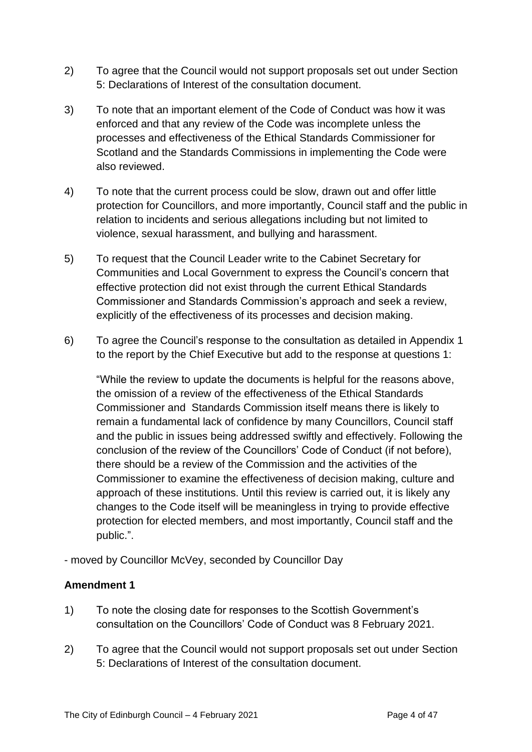2) To agree that the Council would not support proposals set out under Section 5: Declarations of Interest of the consultation document.

3) To note that an important element of the Code of Conduct was how it was enforced and that any review of the Code was incomplete unless the processes and effectiveness of the Ethical Standards Commissioner for Scotland and the Standards Commissions in implementing the Code were also reviewed.

4) To note that the current process could be slow, drawn out and offer little protection for Councillors, and more importantly, Council staff and the public in relation to incidents and serious allegations including but not limited to violence, sexual harassment, and bullying and harassment.

5) To request that the Council Leader write to the Cabinet Secretary for Communities and Local Government to express the Council's concern that effective protection did not exist through the current Ethical Standards Commissioner and Standards Commission's approach and seek a review, explicitly of the effectiveness of its processes and decision making.

6) To agree the Council's response to the consultation as detailed in Appendix 1 to the report by the Chief Executive but add to the response at questions 1:

   "While the review to update the documents is helpful for the reasons above, the omission of a review of the effectiveness of the Ethical Standards Commissioner and Standards Commission itself means there is likely to remain a fundamental lack of confidence by many Councillors, Council staff and the public in issues being addressed swiftly and effectively. Following the conclusion of the review of the Councillors' Code of Conduct (if not before), there should be a review of the Commission and the activities of the Commissioner to examine the effectiveness of decision making, culture and approach of these institutions. Until this review is carried out, it is likely any changes to the Code itself will be meaningless in trying to provide effective protection for elected members, and most importantly, Council staff and the public.".

- moved by Councillor McVey, seconded by Councillor Day

**Amendment 1**

1) To note the closing date for responses to the Scottish Government's consultation on the Councillors' Code of Conduct was 8 February 2021.

2) To agree that the Council would not support proposals set out under Section 5: Declarations of Interest of the consultation document.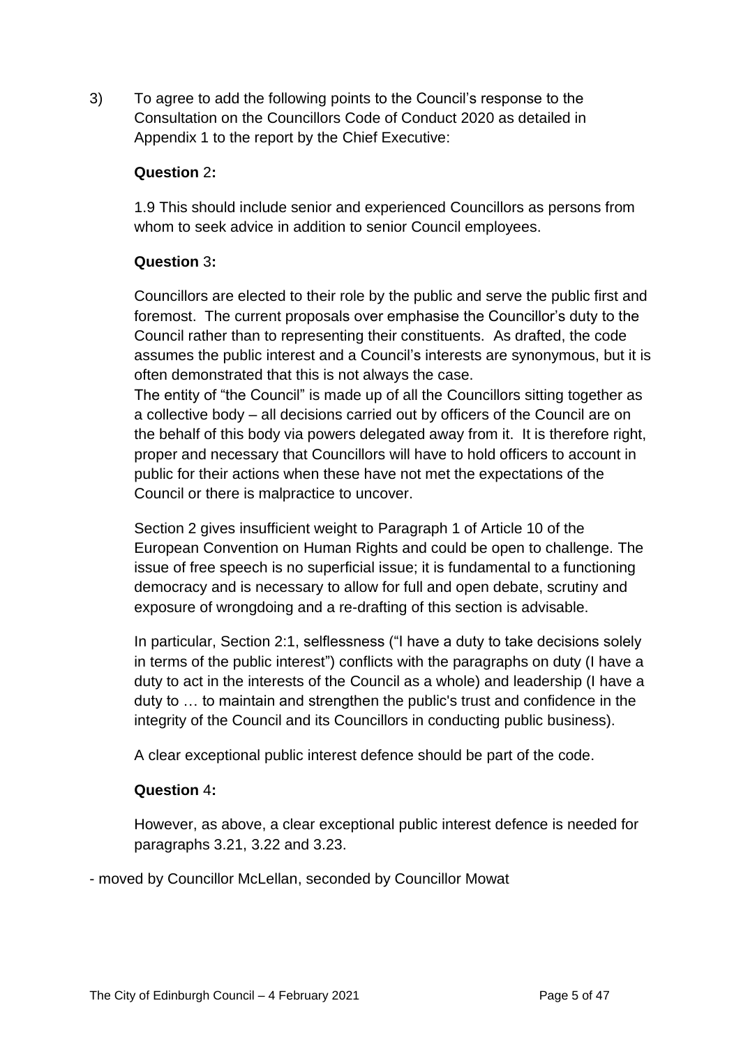3) To agree to add the following points to the Council's response to the Consultation on the Councillors Code of Conduct 2020 as detailed in Appendix 1 to the report by the Chief Executive:

**Question 2:**

1.9 This should include senior and experienced Councillors as persons from whom to seek advice in addition to senior Council employees.

**Question 3:**

Councillors are elected to their role by the public and serve the public first and foremost. The current proposals over emphasise the Councillor's duty to the Council rather than to representing their constituents. As drafted, the code assumes the public interest and a Council's interests are synonymous, but it is often demonstrated that this is not always the case.
The entity of "the Council" is made up of all the Councillors sitting together as a collective body – all decisions carried out by officers of the Council are on the behalf of this body via powers delegated away from it. It is therefore right, proper and necessary that Councillors will have to hold officers to account in public for their actions when these have not met the expectations of the Council or there is malpractice to uncover.

Section 2 gives insufficient weight to Paragraph 1 of Article 10 of the European Convention on Human Rights and could be open to challenge. The issue of free speech is no superficial issue; it is fundamental to a functioning democracy and is necessary to allow for full and open debate, scrutiny and exposure of wrongdoing and a re-drafting of this section is advisable.

In particular, Section 2:1, selflessness ("I have a duty to take decisions solely in terms of the public interest") conflicts with the paragraphs on duty (I have a duty to act in the interests of the Council as a whole) and leadership (I have a duty to … to maintain and strengthen the public's trust and confidence in the integrity of the Council and its Councillors in conducting public business).

A clear exceptional public interest defence should be part of the code.

**Question 4:**

However, as above, a clear exceptional public interest defence is needed for paragraphs 3.21, 3.22 and 3.23.

- moved by Councillor McLellan, seconded by Councillor Mowat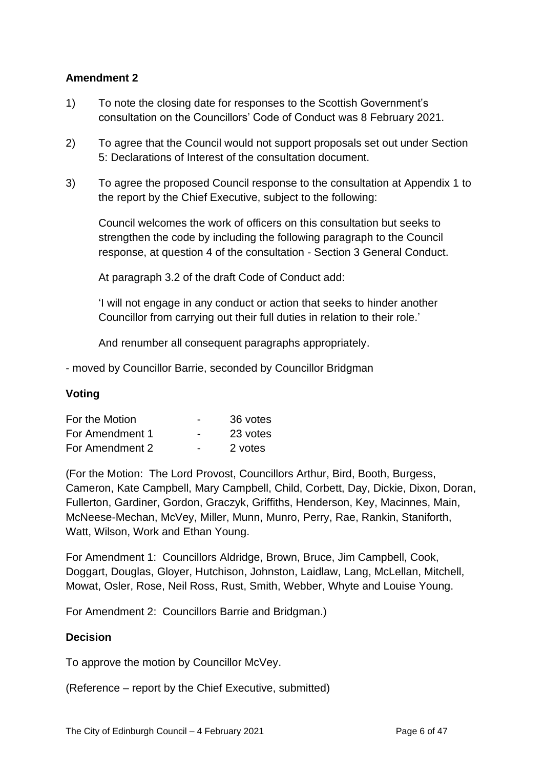**Amendment 2**

1) To note the closing date for responses to the Scottish Government's consultation on the Councillors' Code of Conduct was 8 February 2021.

2) To agree that the Council would not support proposals set out under Section 5: Declarations of Interest of the consultation document.

3) To agree the proposed Council response to the consultation at Appendix 1 to the report by the Chief Executive, subject to the following:

   Council welcomes the work of officers on this consultation but seeks to strengthen the code by including the following paragraph to the Council response, at question 4 of the consultation - Section 3 General Conduct.

   At paragraph 3.2 of the draft Code of Conduct add:

   'I will not engage in any conduct or action that seeks to hinder another Councillor from carrying out their full duties in relation to their role.'

   And renumber all consequent paragraphs appropriately.

- moved by Councillor Barrie, seconded by Councillor Bridgman

**Voting**

| For the Motion | - | 36 votes |
|---|---|---|
| For Amendment 1 | - | 23 votes |
| For Amendment 2 | - | 2 votes |

(For the Motion: The Lord Provost, Councillors Arthur, Bird, Booth, Burgess, Cameron, Kate Campbell, Mary Campbell, Child, Corbett, Day, Dickie, Dixon, Doran, Fullerton, Gardiner, Gordon, Graczyk, Griffiths, Henderson, Key, Macinnes, Main, McNeese-Mechan, McVey, Miller, Munn, Munro, Perry, Rae, Rankin, Staniforth, Watt, Wilson, Work and Ethan Young.

For Amendment 1: Councillors Aldridge, Brown, Bruce, Jim Campbell, Cook, Doggart, Douglas, Gloyer, Hutchison, Johnston, Laidlaw, Lang, McLellan, Mitchell, Mowat, Osler, Rose, Neil Ross, Rust, Smith, Webber, Whyte and Louise Young.

For Amendment 2: Councillors Barrie and Bridgman.)

**Decision**

To approve the motion by Councillor McVey.

(Reference – report by the Chief Executive, submitted)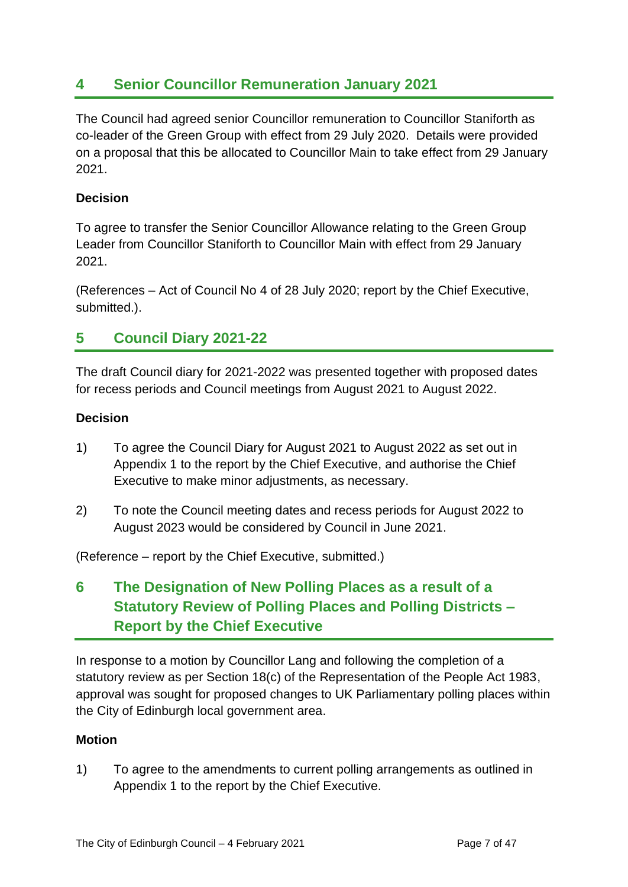## 4 Senior Councillor Remuneration January 2021

The Council had agreed senior Councillor remuneration to Councillor Staniforth as co-leader of the Green Group with effect from 29 July 2020. Details were provided on a proposal that this be allocated to Councillor Main to take effect from 29 January 2021.

**Decision**

To agree to transfer the Senior Councillor Allowance relating to the Green Group Leader from Councillor Staniforth to Councillor Main with effect from 29 January 2021.

(References – Act of Council No 4 of 28 July 2020; report by the Chief Executive, submitted.).

## 5 Council Diary 2021-22

The draft Council diary for 2021-2022 was presented together with proposed dates for recess periods and Council meetings from August 2021 to August 2022.

**Decision**

1) To agree the Council Diary for August 2021 to August 2022 as set out in Appendix 1 to the report by the Chief Executive, and authorise the Chief Executive to make minor adjustments, as necessary.

2) To note the Council meeting dates and recess periods for August 2022 to August 2023 would be considered by Council in June 2021.

(Reference – report by the Chief Executive, submitted.)

## 6 The Designation of New Polling Places as a result of a Statutory Review of Polling Places and Polling Districts – Report by the Chief Executive

In response to a motion by Councillor Lang and following the completion of a statutory review as per Section 18(c) of the Representation of the People Act 1983, approval was sought for proposed changes to UK Parliamentary polling places within the City of Edinburgh local government area.

**Motion**

1) To agree to the amendments to current polling arrangements as outlined in Appendix 1 to the report by the Chief Executive.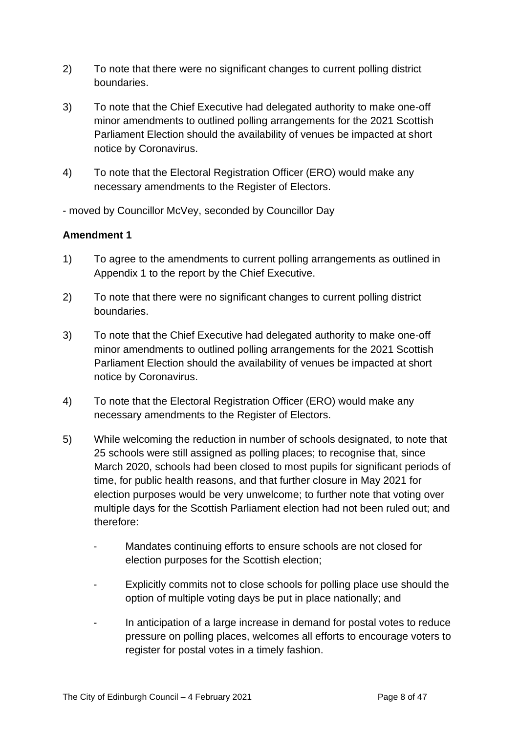2) To note that there were no significant changes to current polling district boundaries.

3) To note that the Chief Executive had delegated authority to make one-off minor amendments to outlined polling arrangements for the 2021 Scottish Parliament Election should the availability of venues be impacted at short notice by Coronavirus.

4) To note that the Electoral Registration Officer (ERO) would make any necessary amendments to the Register of Electors.

- moved by Councillor McVey, seconded by Councillor Day

**Amendment 1**

1) To agree to the amendments to current polling arrangements as outlined in Appendix 1 to the report by the Chief Executive.

2) To note that there were no significant changes to current polling district boundaries.

3) To note that the Chief Executive had delegated authority to make one-off minor amendments to outlined polling arrangements for the 2021 Scottish Parliament Election should the availability of venues be impacted at short notice by Coronavirus.

4) To note that the Electoral Registration Officer (ERO) would make any necessary amendments to the Register of Electors.

5) While welcoming the reduction in number of schools designated, to note that 25 schools were still assigned as polling places; to recognise that, since March 2020, schools had been closed to most pupils for significant periods of time, for public health reasons, and that further closure in May 2021 for election purposes would be very unwelcome; to further note that voting over multiple days for the Scottish Parliament election had not been ruled out; and therefore:

   - Mandates continuing efforts to ensure schools are not closed for election purposes for the Scottish election;
   - Explicitly commits not to close schools for polling place use should the option of multiple voting days be put in place nationally; and
   - In anticipation of a large increase in demand for postal votes to reduce pressure on polling places, welcomes all efforts to encourage voters to register for postal votes in a timely fashion.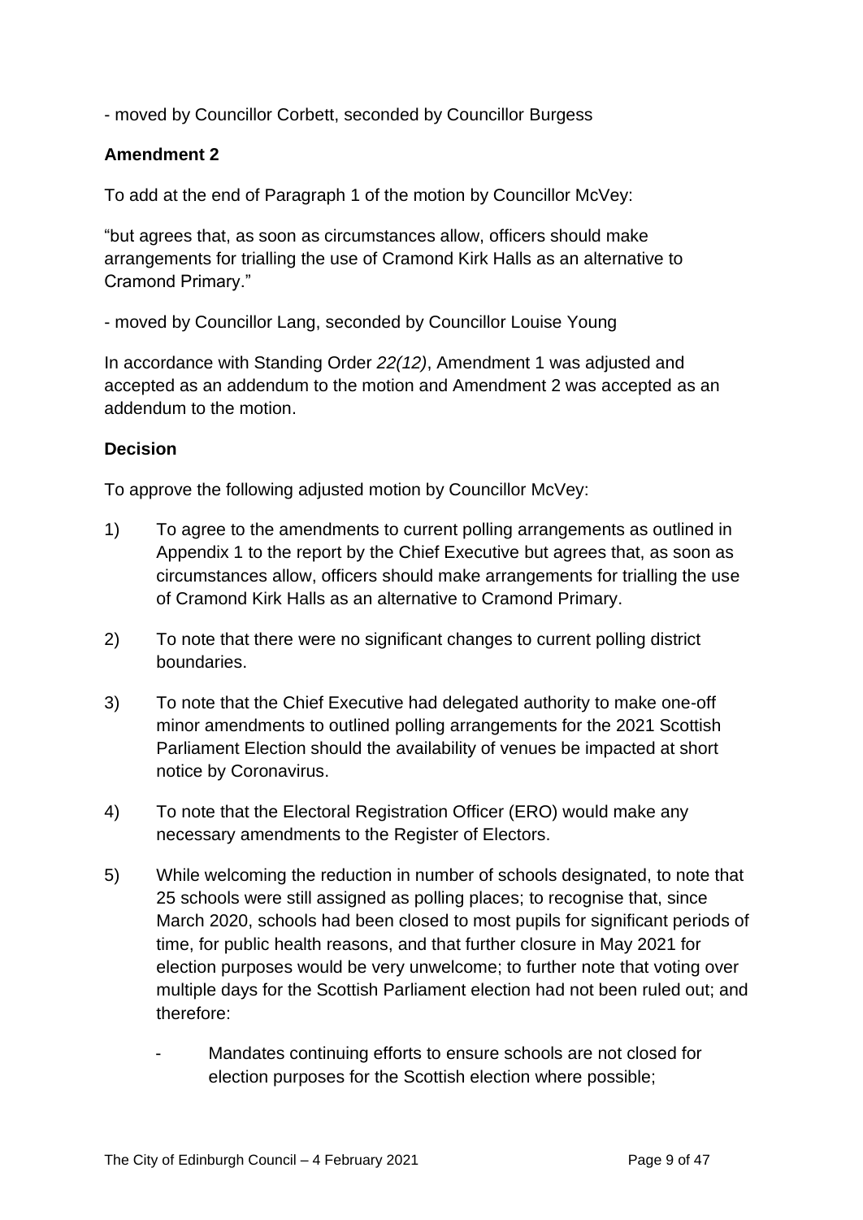- moved by Councillor Corbett, seconded by Councillor Burgess

**Amendment 2**

To add at the end of Paragraph 1 of the motion by Councillor McVey:

"but agrees that, as soon as circumstances allow, officers should make arrangements for trialling the use of Cramond Kirk Halls as an alternative to Cramond Primary."

- moved by Councillor Lang, seconded by Councillor Louise Young

In accordance with Standing Order *22(12)*, Amendment 1 was adjusted and accepted as an addendum to the motion and Amendment 2 was accepted as an addendum to the motion.

**Decision**

To approve the following adjusted motion by Councillor McVey:

1) To agree to the amendments to current polling arrangements as outlined in Appendix 1 to the report by the Chief Executive but agrees that, as soon as circumstances allow, officers should make arrangements for trialling the use of Cramond Kirk Halls as an alternative to Cramond Primary.

2) To note that there were no significant changes to current polling district boundaries.

3) To note that the Chief Executive had delegated authority to make one-off minor amendments to outlined polling arrangements for the 2021 Scottish Parliament Election should the availability of venues be impacted at short notice by Coronavirus.

4) To note that the Electoral Registration Officer (ERO) would make any necessary amendments to the Register of Electors.

5) While welcoming the reduction in number of schools designated, to note that 25 schools were still assigned as polling places; to recognise that, since March 2020, schools had been closed to most pupils for significant periods of time, for public health reasons, and that further closure in May 2021 for election purposes would be very unwelcome; to further note that voting over multiple days for the Scottish Parliament election had not been ruled out; and therefore:

    - Mandates continuing efforts to ensure schools are not closed for election purposes for the Scottish election where possible;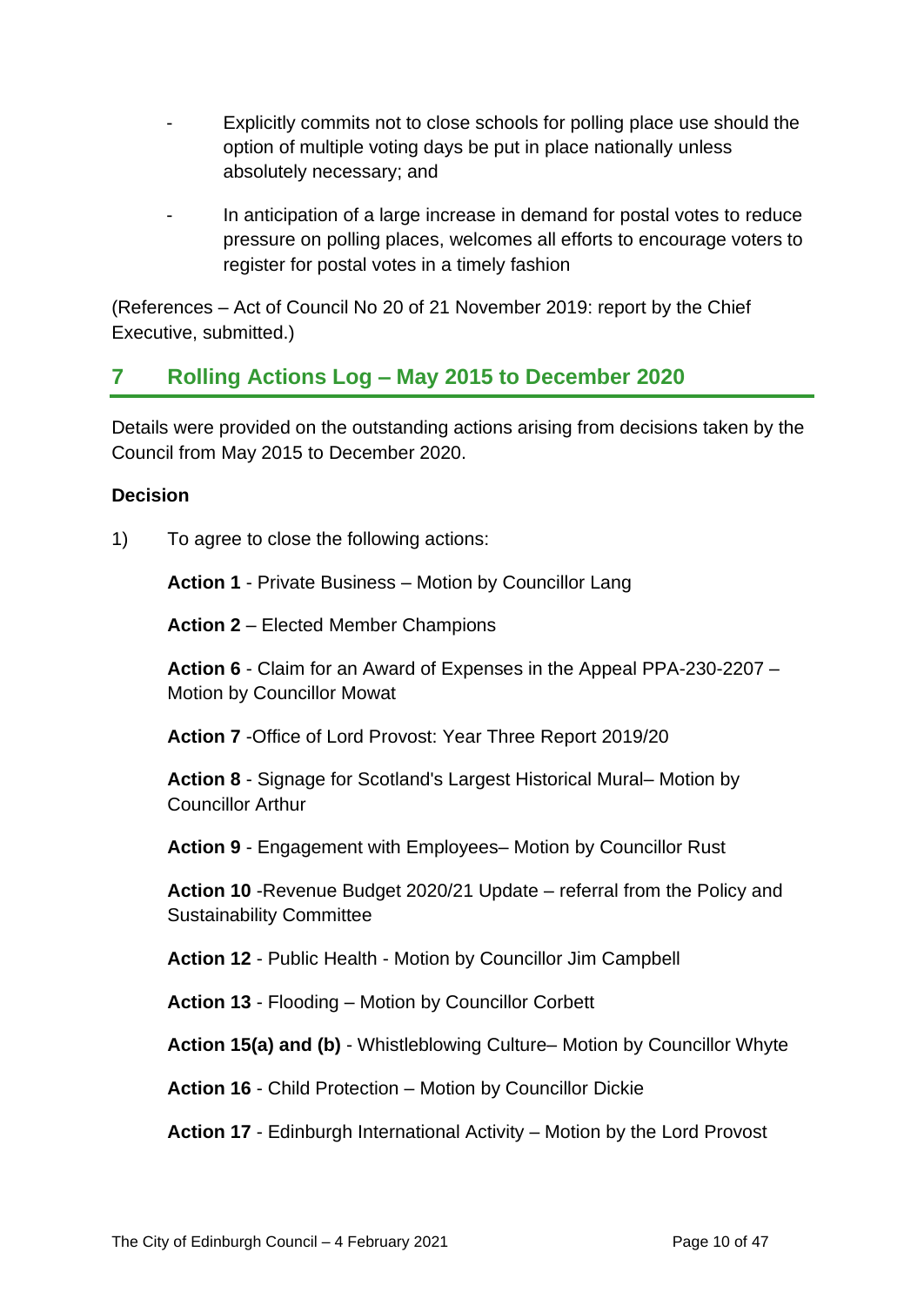- Explicitly commits not to close schools for polling place use should the option of multiple voting days be put in place nationally unless absolutely necessary; and

- In anticipation of a large increase in demand for postal votes to reduce pressure on polling places, welcomes all efforts to encourage voters to register for postal votes in a timely fashion

(References – Act of Council No 20 of 21 November 2019: report by the Chief Executive, submitted.)

## 7 Rolling Actions Log – May 2015 to December 2020

Details were provided on the outstanding actions arising from decisions taken by the Council from May 2015 to December 2020.

**Decision**

1) To agree to close the following actions:

**Action 1** - Private Business – Motion by Councillor Lang

**Action 2** – Elected Member Champions

**Action 6** - Claim for an Award of Expenses in the Appeal PPA-230-2207 – Motion by Councillor Mowat

**Action 7** -Office of Lord Provost: Year Three Report 2019/20

**Action 8** - Signage for Scotland's Largest Historical Mural– Motion by Councillor Arthur

**Action 9** - Engagement with Employees– Motion by Councillor Rust

**Action 10** -Revenue Budget 2020/21 Update – referral from the Policy and Sustainability Committee

**Action 12** - Public Health - Motion by Councillor Jim Campbell

**Action 13** - Flooding – Motion by Councillor Corbett

**Action 15(a) and (b)** - Whistleblowing Culture– Motion by Councillor Whyte

**Action 16** - Child Protection – Motion by Councillor Dickie

**Action 17** - Edinburgh International Activity – Motion by the Lord Provost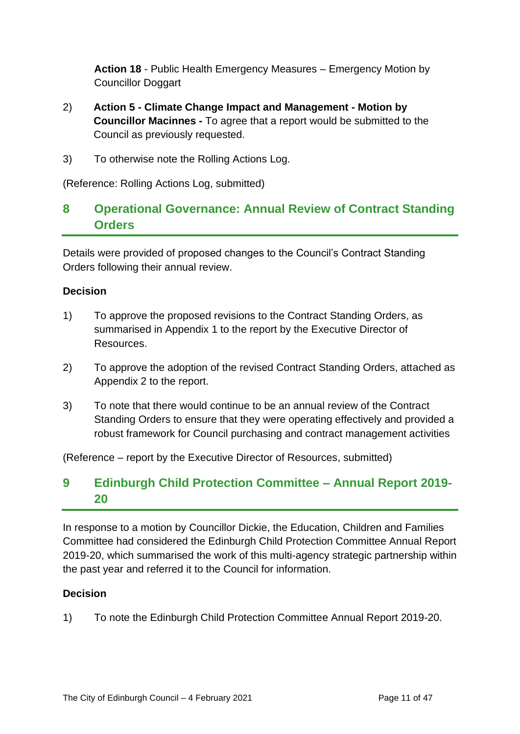**Action 18** - Public Health Emergency Measures – Emergency Motion by Councillor Doggart

2) **Action 5 - Climate Change Impact and Management - Motion by Councillor Macinnes -** To agree that a report would be submitted to the Council as previously requested.

3) To otherwise note the Rolling Actions Log.

(Reference: Rolling Actions Log, submitted)

## 8 Operational Governance: Annual Review of Contract Standing Orders

Details were provided of proposed changes to the Council's Contract Standing Orders following their annual review.

**Decision**

1) To approve the proposed revisions to the Contract Standing Orders, as summarised in Appendix 1 to the report by the Executive Director of Resources.

2) To approve the adoption of the revised Contract Standing Orders, attached as Appendix 2 to the report.

3) To note that there would continue to be an annual review of the Contract Standing Orders to ensure that they were operating effectively and provided a robust framework for Council purchasing and contract management activities

(Reference – report by the Executive Director of Resources, submitted)

## 9 Edinburgh Child Protection Committee – Annual Report 2019-20

In response to a motion by Councillor Dickie, the Education, Children and Families Committee had considered the Edinburgh Child Protection Committee Annual Report 2019-20, which summarised the work of this multi-agency strategic partnership within the past year and referred it to the Council for information.

**Decision**

1) To note the Edinburgh Child Protection Committee Annual Report 2019-20.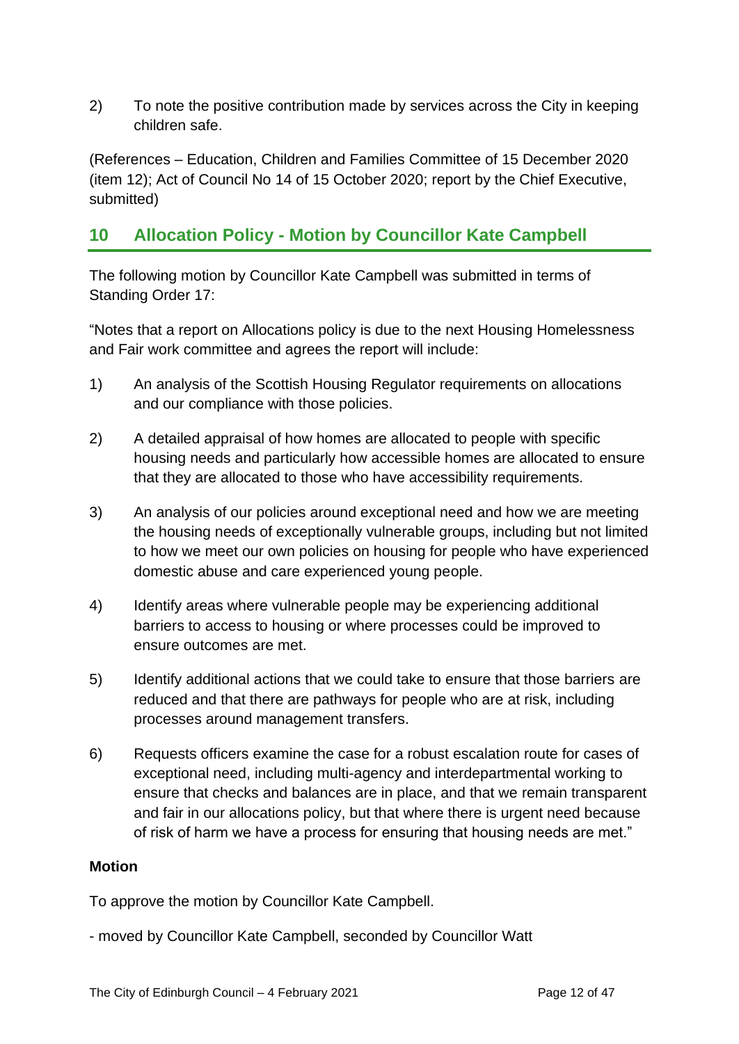2) To note the positive contribution made by services across the City in keeping children safe.

(References – Education, Children and Families Committee of 15 December 2020 (item 12); Act of Council No 14 of 15 October 2020; report by the Chief Executive, submitted)

## 10 Allocation Policy - Motion by Councillor Kate Campbell

The following motion by Councillor Kate Campbell was submitted in terms of Standing Order 17:

"Notes that a report on Allocations policy is due to the next Housing Homelessness and Fair work committee and agrees the report will include:

1) An analysis of the Scottish Housing Regulator requirements on allocations and our compliance with those policies.

2) A detailed appraisal of how homes are allocated to people with specific housing needs and particularly how accessible homes are allocated to ensure that they are allocated to those who have accessibility requirements.

3) An analysis of our policies around exceptional need and how we are meeting the housing needs of exceptionally vulnerable groups, including but not limited to how we meet our own policies on housing for people who have experienced domestic abuse and care experienced young people.

4) Identify areas where vulnerable people may be experiencing additional barriers to access to housing or where processes could be improved to ensure outcomes are met.

5) Identify additional actions that we could take to ensure that those barriers are reduced and that there are pathways for people who are at risk, including processes around management transfers.

6) Requests officers examine the case for a robust escalation route for cases of exceptional need, including multi-agency and interdepartmental working to ensure that checks and balances are in place, and that we remain transparent and fair in our allocations policy, but that where there is urgent need because of risk of harm we have a process for ensuring that housing needs are met."

**Motion**

To approve the motion by Councillor Kate Campbell.

- moved by Councillor Kate Campbell, seconded by Councillor Watt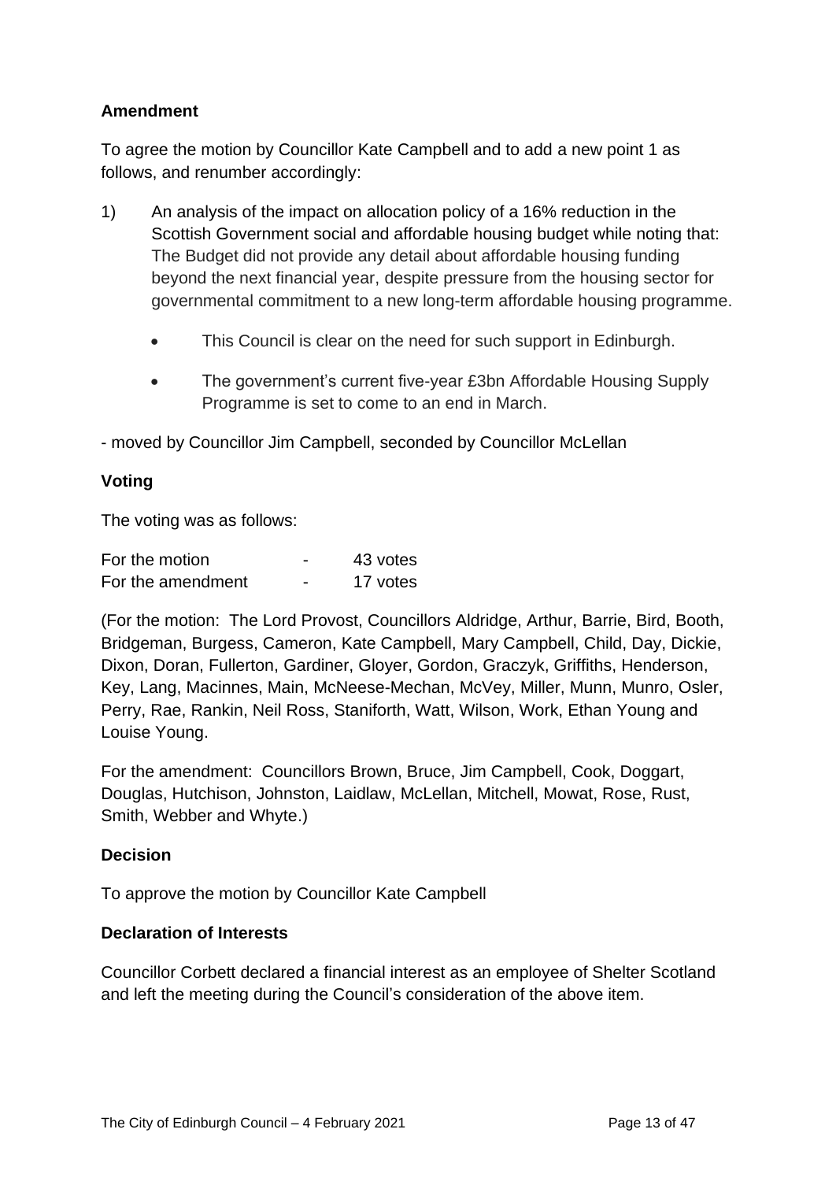**Amendment**

To agree the motion by Councillor Kate Campbell and to add a new point 1 as follows, and renumber accordingly:

1) An analysis of the impact on allocation policy of a 16% reduction in the Scottish Government social and affordable housing budget while noting that: The Budget did not provide any detail about affordable housing funding beyond the next financial year, despite pressure from the housing sector for governmental commitment to a new long-term affordable housing programme.

    - This Council is clear on the need for such support in Edinburgh.
    - The government's current five-year £3bn Affordable Housing Supply Programme is set to come to an end in March.

- moved by Councillor Jim Campbell, seconded by Councillor McLellan

**Voting**

The voting was as follows:

| | | |
|---|---|---|
| For the motion | - | 43 votes |
| For the amendment | - | 17 votes |

(For the motion: The Lord Provost, Councillors Aldridge, Arthur, Barrie, Bird, Booth, Bridgeman, Burgess, Cameron, Kate Campbell, Mary Campbell, Child, Day, Dickie, Dixon, Doran, Fullerton, Gardiner, Gloyer, Gordon, Graczyk, Griffiths, Henderson, Key, Lang, Macinnes, Main, McNeese-Mechan, McVey, Miller, Munn, Munro, Osler, Perry, Rae, Rankin, Neil Ross, Staniforth, Watt, Wilson, Work, Ethan Young and Louise Young.

For the amendment: Councillors Brown, Bruce, Jim Campbell, Cook, Doggart, Douglas, Hutchison, Johnston, Laidlaw, McLellan, Mitchell, Mowat, Rose, Rust, Smith, Webber and Whyte.)

**Decision**

To approve the motion by Councillor Kate Campbell

**Declaration of Interests**

Councillor Corbett declared a financial interest as an employee of Shelter Scotland and left the meeting during the Council's consideration of the above item.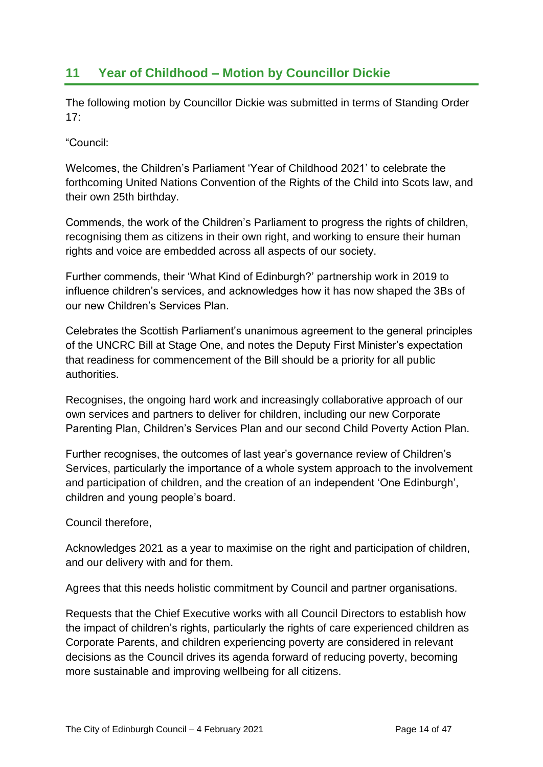## 11 Year of Childhood – Motion by Councillor Dickie

The following motion by Councillor Dickie was submitted in terms of Standing Order 17:

"Council:

Welcomes, the Children's Parliament 'Year of Childhood 2021' to celebrate the forthcoming United Nations Convention of the Rights of the Child into Scots law, and their own 25th birthday.

Commends, the work of the Children's Parliament to progress the rights of children, recognising them as citizens in their own right, and working to ensure their human rights and voice are embedded across all aspects of our society.

Further commends, their 'What Kind of Edinburgh?' partnership work in 2019 to influence children's services, and acknowledges how it has now shaped the 3Bs of our new Children's Services Plan.

Celebrates the Scottish Parliament's unanimous agreement to the general principles of the UNCRC Bill at Stage One, and notes the Deputy First Minister's expectation that readiness for commencement of the Bill should be a priority for all public authorities.

Recognises, the ongoing hard work and increasingly collaborative approach of our own services and partners to deliver for children, including our new Corporate Parenting Plan, Children's Services Plan and our second Child Poverty Action Plan.

Further recognises, the outcomes of last year's governance review of Children's Services, particularly the importance of a whole system approach to the involvement and participation of children, and the creation of an independent 'One Edinburgh', children and young people's board.

Council therefore,

Acknowledges 2021 as a year to maximise on the right and participation of children, and our delivery with and for them.

Agrees that this needs holistic commitment by Council and partner organisations.

Requests that the Chief Executive works with all Council Directors to establish how the impact of children's rights, particularly the rights of care experienced children as Corporate Parents, and children experiencing poverty are considered in relevant decisions as the Council drives its agenda forward of reducing poverty, becoming more sustainable and improving wellbeing for all citizens.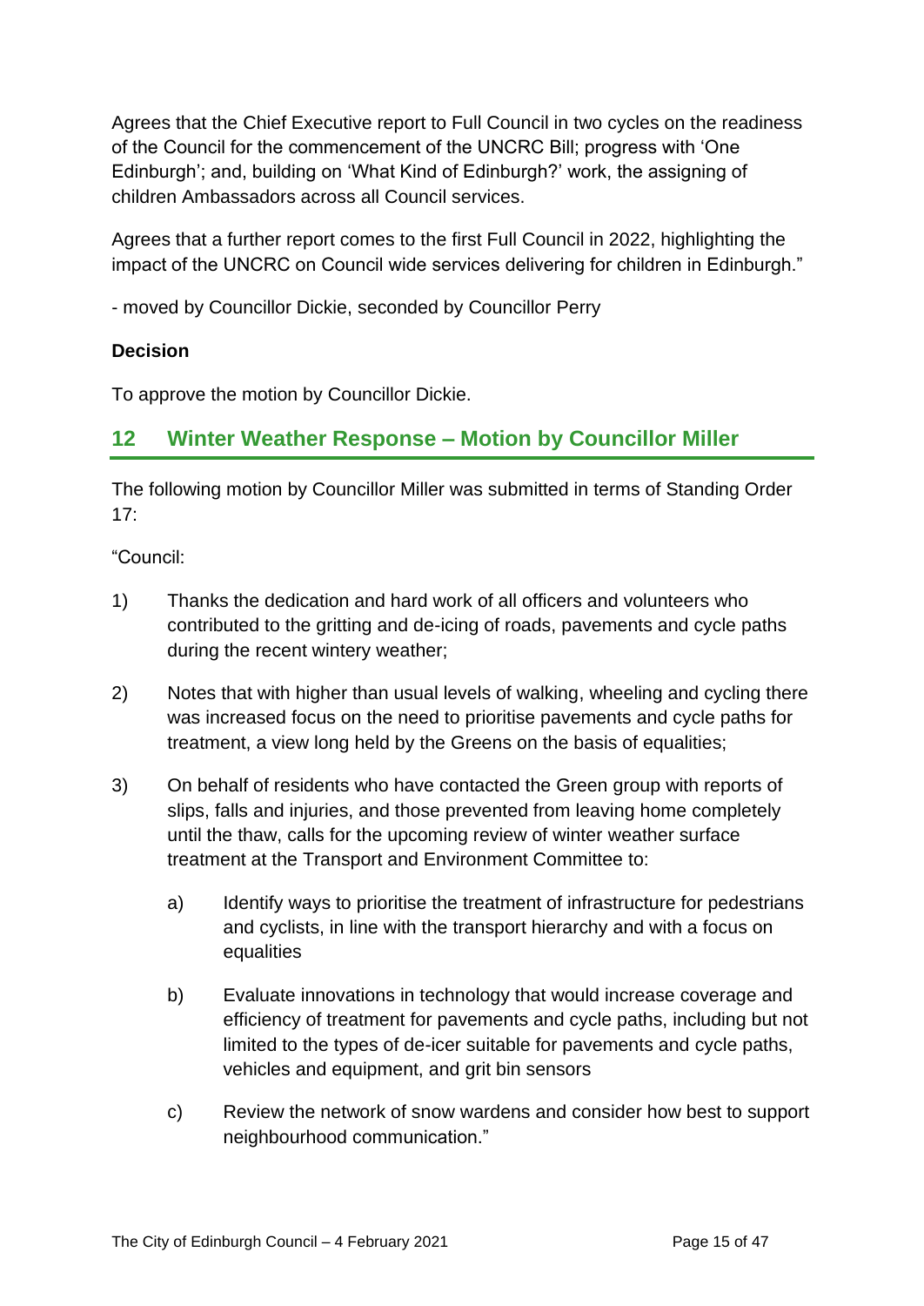Agrees that the Chief Executive report to Full Council in two cycles on the readiness of the Council for the commencement of the UNCRC Bill; progress with 'One Edinburgh'; and, building on 'What Kind of Edinburgh?' work, the assigning of children Ambassadors across all Council services.

Agrees that a further report comes to the first Full Council in 2022, highlighting the impact of the UNCRC on Council wide services delivering for children in Edinburgh."

- moved by Councillor Dickie, seconded by Councillor Perry

**Decision**

To approve the motion by Councillor Dickie.

## 12 Winter Weather Response – Motion by Councillor Miller

The following motion by Councillor Miller was submitted in terms of Standing Order 17:

"Council:

1) Thanks the dedication and hard work of all officers and volunteers who contributed to the gritting and de-icing of roads, pavements and cycle paths during the recent wintery weather;

2) Notes that with higher than usual levels of walking, wheeling and cycling there was increased focus on the need to prioritise pavements and cycle paths for treatment, a view long held by the Greens on the basis of equalities;

3) On behalf of residents who have contacted the Green group with reports of slips, falls and injuries, and those prevented from leaving home completely until the thaw, calls for the upcoming review of winter weather surface treatment at the Transport and Environment Committee to:

    a) Identify ways to prioritise the treatment of infrastructure for pedestrians and cyclists, in line with the transport hierarchy and with a focus on equalities

    b) Evaluate innovations in technology that would increase coverage and efficiency of treatment for pavements and cycle paths, including but not limited to the types of de-icer suitable for pavements and cycle paths, vehicles and equipment, and grit bin sensors

    c) Review the network of snow wardens and consider how best to support neighbourhood communication."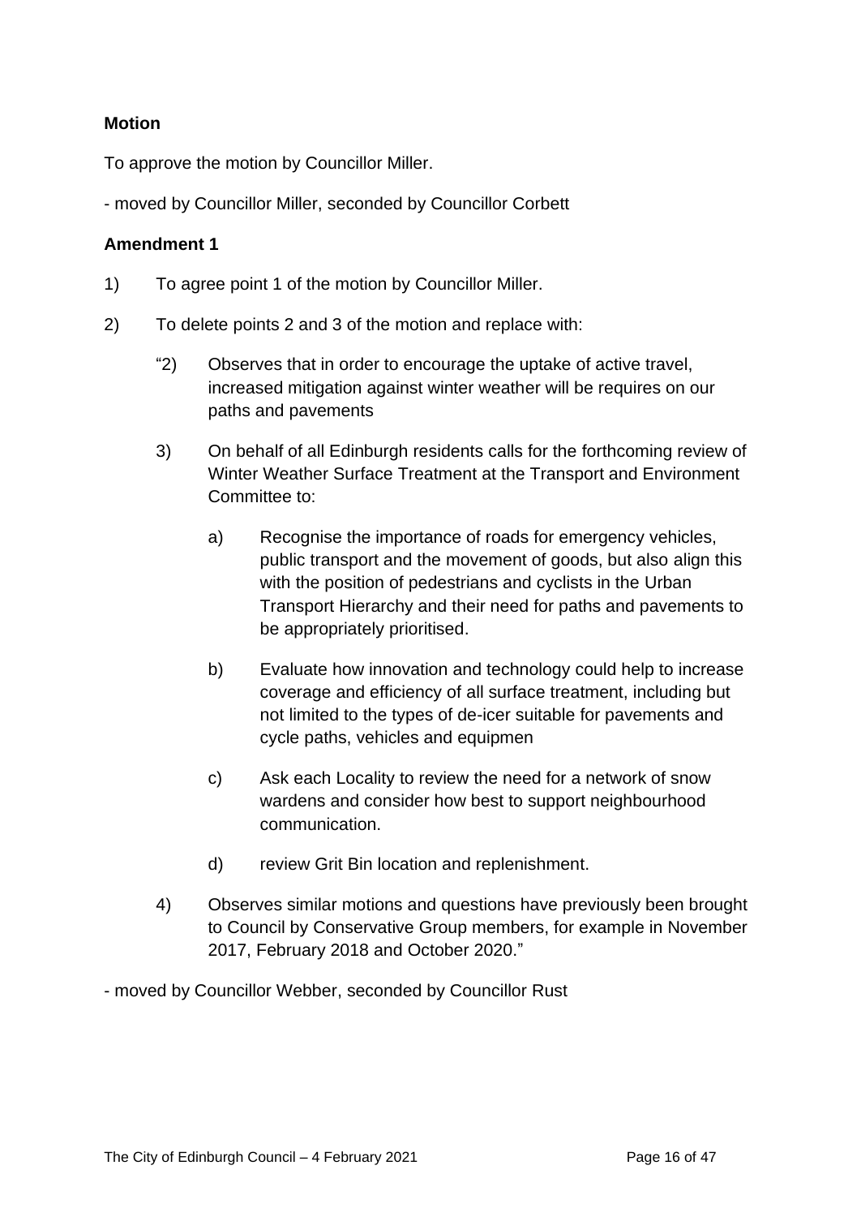**Motion**

To approve the motion by Councillor Miller.

- moved by Councillor Miller, seconded by Councillor Corbett

**Amendment 1**

1) To agree point 1 of the motion by Councillor Miller.

2) To delete points 2 and 3 of the motion and replace with:

   "2) Observes that in order to encourage the uptake of active travel, increased mitigation against winter weather will be requires on our paths and pavements

   3) On behalf of all Edinburgh residents calls for the forthcoming review of Winter Weather Surface Treatment at the Transport and Environment Committee to:

      a) Recognise the importance of roads for emergency vehicles, public transport and the movement of goods, but also align this with the position of pedestrians and cyclists in the Urban Transport Hierarchy and their need for paths and pavements to be appropriately prioritised.

      b) Evaluate how innovation and technology could help to increase coverage and efficiency of all surface treatment, including but not limited to the types of de-icer suitable for pavements and cycle paths, vehicles and equipmen

      c) Ask each Locality to review the need for a network of snow wardens and consider how best to support neighbourhood communication.

      d) review Grit Bin location and replenishment.

   4) Observes similar motions and questions have previously been brought to Council by Conservative Group members, for example in November 2017, February 2018 and October 2020."

- moved by Councillor Webber, seconded by Councillor Rust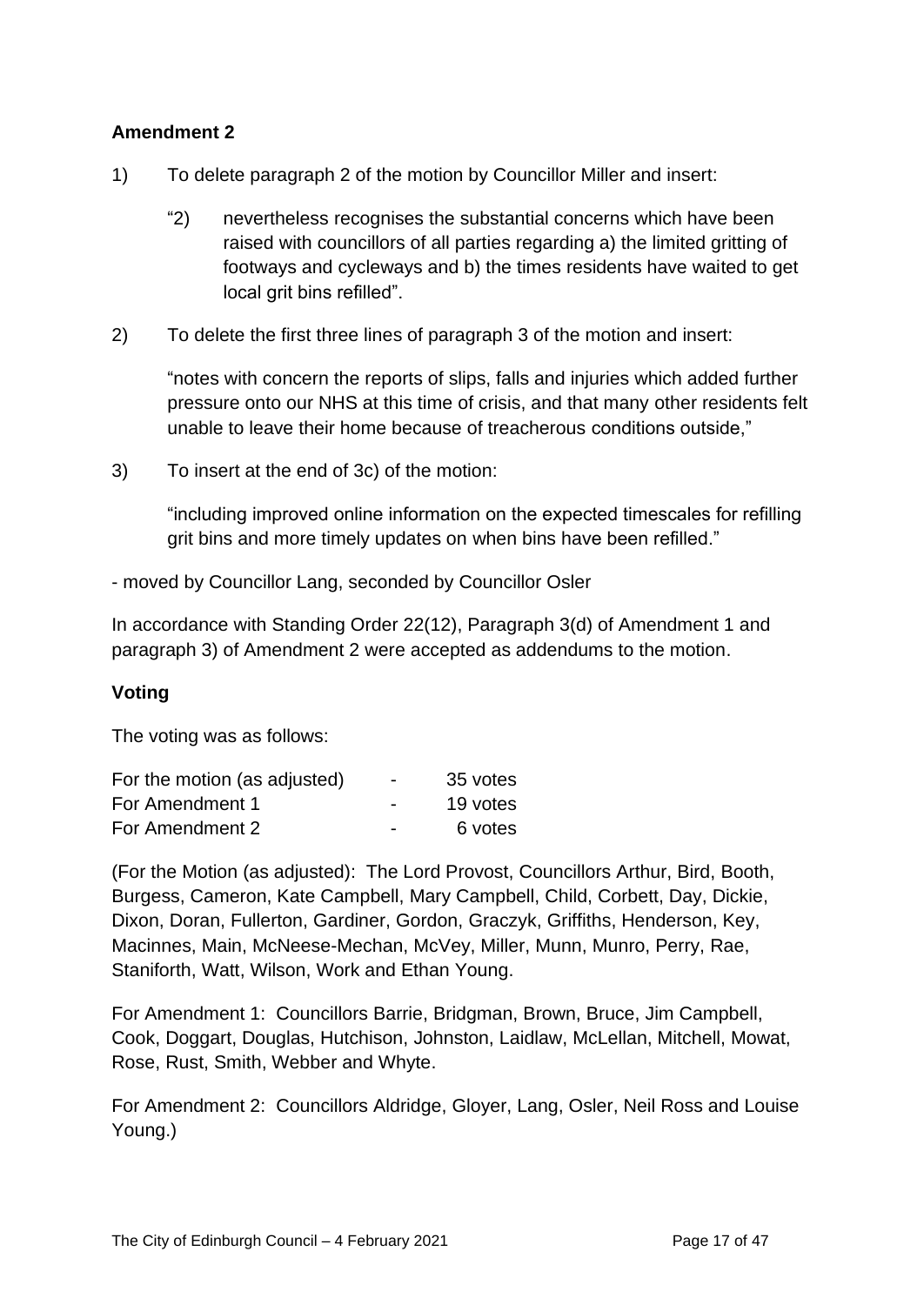**Amendment 2**

1) To delete paragraph 2 of the motion by Councillor Miller and insert:

   "2) nevertheless recognises the substantial concerns which have been raised with councillors of all parties regarding a) the limited gritting of footways and cycleways and b) the times residents have waited to get local grit bins refilled".

2) To delete the first three lines of paragraph 3 of the motion and insert:

   "notes with concern the reports of slips, falls and injuries which added further pressure onto our NHS at this time of crisis, and that many other residents felt unable to leave their home because of treacherous conditions outside,"

3) To insert at the end of 3c) of the motion:

   "including improved online information on the expected timescales for refilling grit bins and more timely updates on when bins have been refilled."

- moved by Councillor Lang, seconded by Councillor Osler

In accordance with Standing Order 22(12), Paragraph 3(d) of Amendment 1 and paragraph 3) of Amendment 2 were accepted as addendums to the motion.

**Voting**

The voting was as follows:

| | | |
|---|---|---|
| For the motion (as adjusted) | - | 35 votes |
| For Amendment 1 | - | 19 votes |
| For Amendment 2 | - | 6 votes |

(For the Motion (as adjusted): The Lord Provost, Councillors Arthur, Bird, Booth, Burgess, Cameron, Kate Campbell, Mary Campbell, Child, Corbett, Day, Dickie, Dixon, Doran, Fullerton, Gardiner, Gordon, Graczyk, Griffiths, Henderson, Key, Macinnes, Main, McNeese-Mechan, McVey, Miller, Munn, Munro, Perry, Rae, Staniforth, Watt, Wilson, Work and Ethan Young.

For Amendment 1: Councillors Barrie, Bridgman, Brown, Bruce, Jim Campbell, Cook, Doggart, Douglas, Hutchison, Johnston, Laidlaw, McLellan, Mitchell, Mowat, Rose, Rust, Smith, Webber and Whyte.

For Amendment 2: Councillors Aldridge, Gloyer, Lang, Osler, Neil Ross and Louise Young.)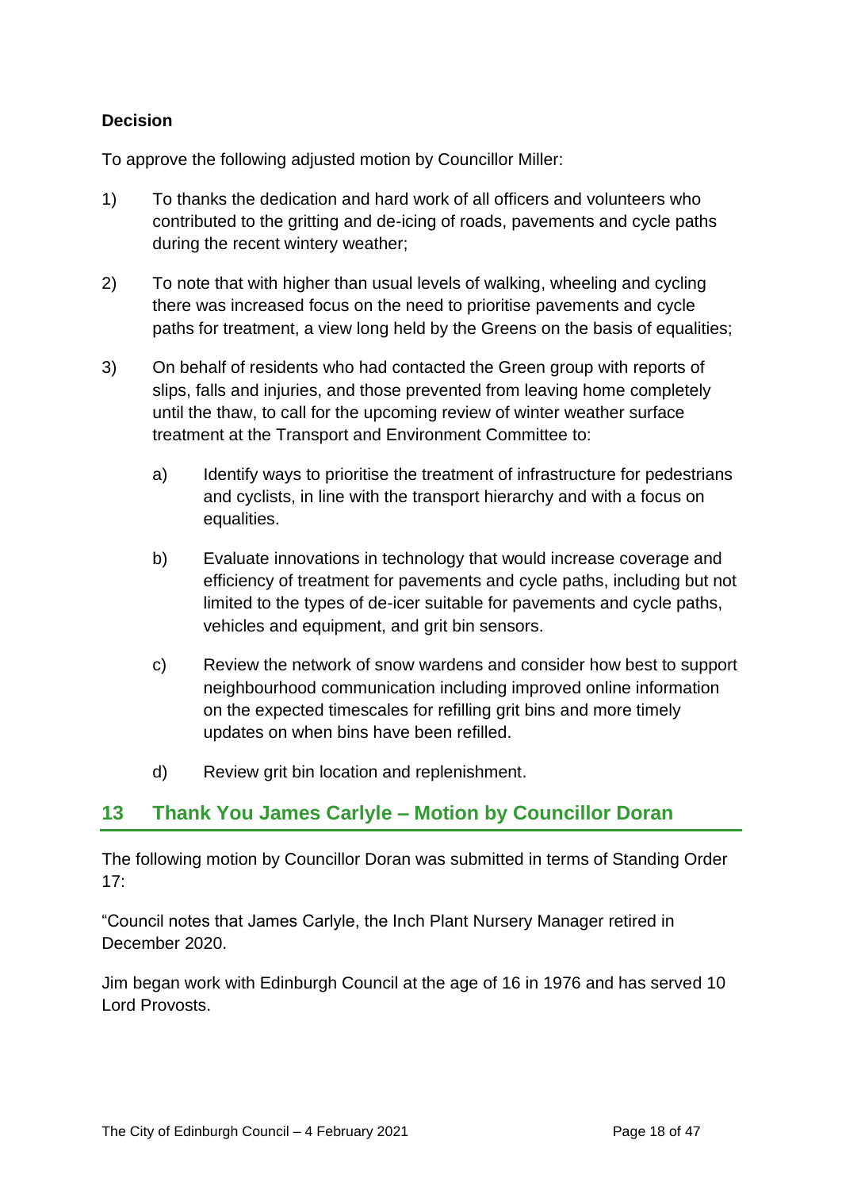**Decision**

To approve the following adjusted motion by Councillor Miller:

1) To thanks the dedication and hard work of all officers and volunteers who contributed to the gritting and de-icing of roads, pavements and cycle paths during the recent wintery weather;

2) To note that with higher than usual levels of walking, wheeling and cycling there was increased focus on the need to prioritise pavements and cycle paths for treatment, a view long held by the Greens on the basis of equalities;

3) On behalf of residents who had contacted the Green group with reports of slips, falls and injuries, and those prevented from leaving home completely until the thaw, to call for the upcoming review of winter weather surface treatment at the Transport and Environment Committee to:

   a) Identify ways to prioritise the treatment of infrastructure for pedestrians and cyclists, in line with the transport hierarchy and with a focus on equalities.

   b) Evaluate innovations in technology that would increase coverage and efficiency of treatment for pavements and cycle paths, including but not limited to the types of de-icer suitable for pavements and cycle paths, vehicles and equipment, and grit bin sensors.

   c) Review the network of snow wardens and consider how best to support neighbourhood communication including improved online information on the expected timescales for refilling grit bins and more timely updates on when bins have been refilled.

   d) Review grit bin location and replenishment.

## 13 Thank You James Carlyle – Motion by Councillor Doran

The following motion by Councillor Doran was submitted in terms of Standing Order 17:

"Council notes that James Carlyle, the Inch Plant Nursery Manager retired in December 2020.

Jim began work with Edinburgh Council at the age of 16 in 1976 and has served 10 Lord Provosts.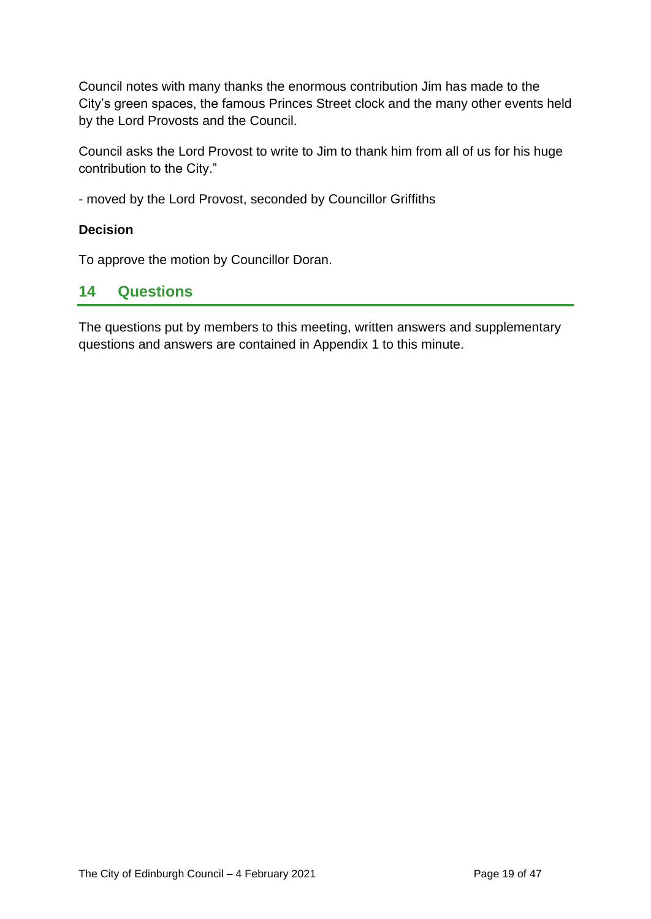Council notes with many thanks the enormous contribution Jim has made to the City's green spaces, the famous Princes Street clock and the many other events held by the Lord Provosts and the Council.

Council asks the Lord Provost to write to Jim to thank him from all of us for his huge contribution to the City."

- moved by the Lord Provost, seconded by Councillor Griffiths

**Decision**

To approve the motion by Councillor Doran.

## 14 Questions

The questions put by members to this meeting, written answers and supplementary questions and answers are contained in Appendix 1 to this minute.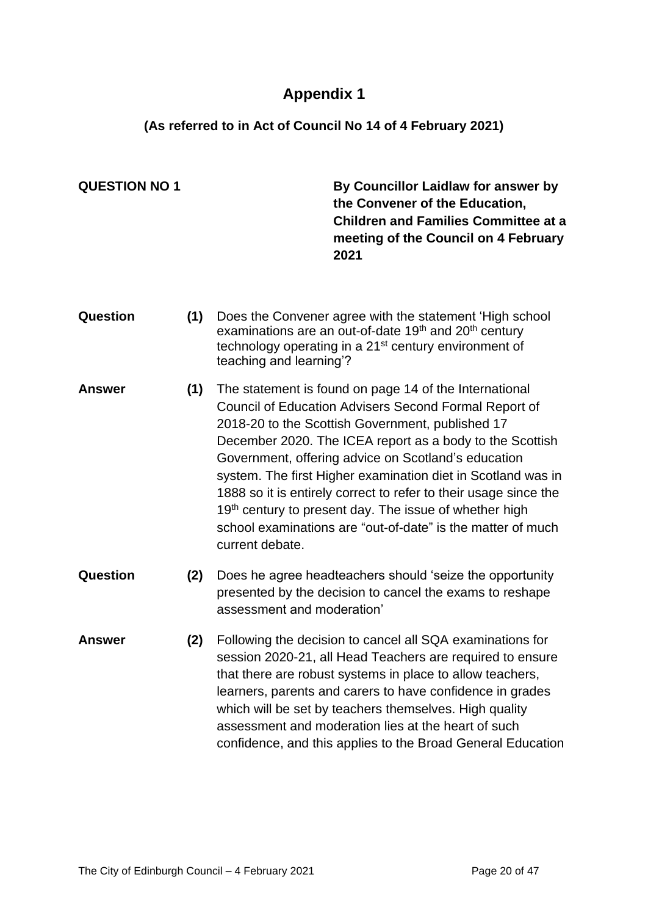# Appendix 1

**(As referred to in Act of Council No 14 of 4 February 2021)**

**QUESTION NO 1**

**By Councillor Laidlaw for answer by the Convener of the Education, Children and Families Committee at a meeting of the Council on 4 February 2021**

**Question (1)** Does the Convener agree with the statement 'High school examinations are an out-of-date 19th and 20th century technology operating in a 21st century environment of teaching and learning'?

**Answer (1)** The statement is found on page 14 of the International Council of Education Advisers Second Formal Report of 2018-20 to the Scottish Government, published 17 December 2020. The ICEA report as a body to the Scottish Government, offering advice on Scotland's education system. The first Higher examination diet in Scotland was in 1888 so it is entirely correct to refer to their usage since the 19th century to present day. The issue of whether high school examinations are "out-of-date" is the matter of much current debate.

**Question (2)** Does he agree headteachers should 'seize the opportunity presented by the decision to cancel the exams to reshape assessment and moderation'

**Answer (2)** Following the decision to cancel all SQA examinations for session 2020-21, all Head Teachers are required to ensure that there are robust systems in place to allow teachers, learners, parents and carers to have confidence in grades which will be set by teachers themselves. High quality assessment and moderation lies at the heart of such confidence, and this applies to the Broad General Education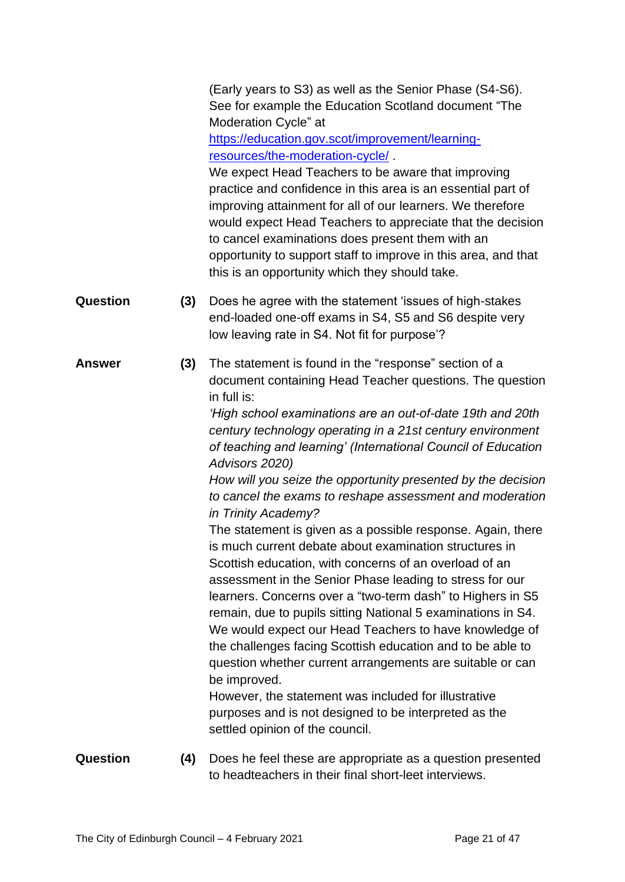(Early years to S3) as well as the Senior Phase (S4-S6). See for example the Education Scotland document "The Moderation Cycle" at [https://education.gov.scot/improvement/learning-resources/the-moderation-cycle/](https://education.gov.scot/improvement/learning-resources/the-moderation-cycle/) .

We expect Head Teachers to be aware that improving practice and confidence in this area is an essential part of improving attainment for all of our learners. We therefore would expect Head Teachers to appreciate that the decision to cancel examinations does present them with an opportunity to support staff to improve in this area, and that this is an opportunity which they should take.

**Question** **(3)** Does he agree with the statement 'issues of high-stakes end-loaded one-off exams in S4, S5 and S6 despite very low leaving rate in S4. Not fit for purpose'?

**Answer** **(3)** The statement is found in the "response" section of a document containing Head Teacher questions. The question in full is:

*'High school examinations are an out-of-date 19th and 20th century technology operating in a 21st century environment of teaching and learning' (International Council of Education Advisors 2020)*

*How will you seize the opportunity presented by the decision to cancel the exams to reshape assessment and moderation in Trinity Academy?*

The statement is given as a possible response. Again, there is much current debate about examination structures in Scottish education, with concerns of an overload of an assessment in the Senior Phase leading to stress for our learners. Concerns over a "two-term dash" to Highers in S5 remain, due to pupils sitting National 5 examinations in S4. We would expect our Head Teachers to have knowledge of the challenges facing Scottish education and to be able to question whether current arrangements are suitable or can be improved.

However, the statement was included for illustrative purposes and is not designed to be interpreted as the settled opinion of the council.

**Question** **(4)** Does he feel these are appropriate as a question presented to headteachers in their final short-leet interviews.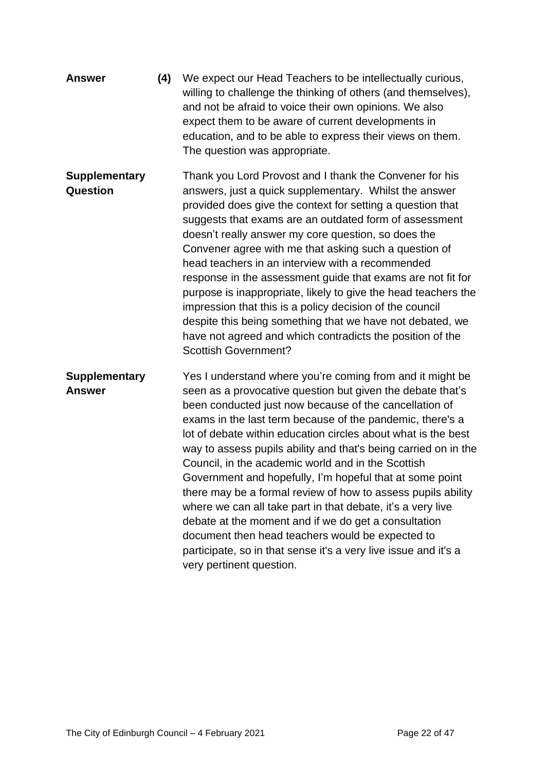**Answer** **(4)** We expect our Head Teachers to be intellectually curious, willing to challenge the thinking of others (and themselves), and not be afraid to voice their own opinions. We also expect them to be aware of current developments in education, and to be able to express their views on them. The question was appropriate.

**Supplementary Question**

Thank you Lord Provost and I thank the Convener for his answers, just a quick supplementary. Whilst the answer provided does give the context for setting a question that suggests that exams are an outdated form of assessment doesn't really answer my core question, so does the Convener agree with me that asking such a question of head teachers in an interview with a recommended response in the assessment guide that exams are not fit for purpose is inappropriate, likely to give the head teachers the impression that this is a policy decision of the council despite this being something that we have not debated, we have not agreed and which contradicts the position of the Scottish Government?

**Supplementary Answer**

Yes I understand where you're coming from and it might be seen as a provocative question but given the debate that's been conducted just now because of the cancellation of exams in the last term because of the pandemic, there's a lot of debate within education circles about what is the best way to assess pupils ability and that's being carried on in the Council, in the academic world and in the Scottish Government and hopefully, I'm hopeful that at some point there may be a formal review of how to assess pupils ability where we can all take part in that debate, it's a very live debate at the moment and if we do get a consultation document then head teachers would be expected to participate, so in that sense it's a very live issue and it's a very pertinent question.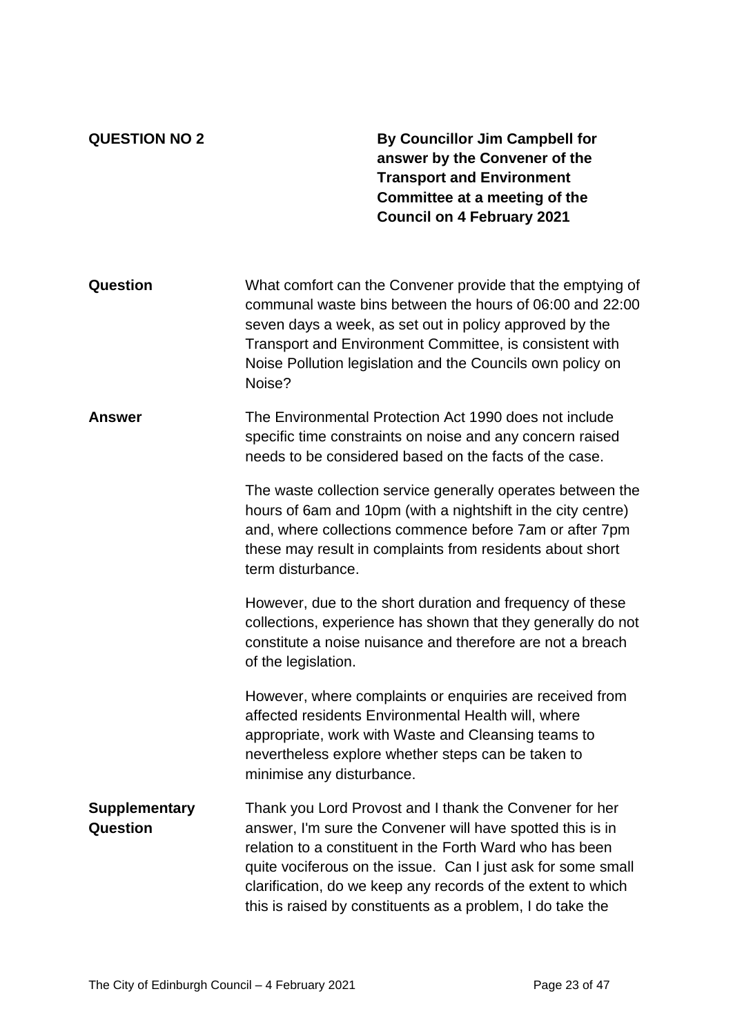**QUESTION NO 2**

**By Councillor Jim Campbell for answer by the Convener of the Transport and Environment Committee at a meeting of the Council on 4 February 2021**

**Question**

What comfort can the Convener provide that the emptying of communal waste bins between the hours of 06:00 and 22:00 seven days a week, as set out in policy approved by the Transport and Environment Committee, is consistent with Noise Pollution legislation and the Councils own policy on Noise?

**Answer**

The Environmental Protection Act 1990 does not include specific time constraints on noise and any concern raised needs to be considered based on the facts of the case.

The waste collection service generally operates between the hours of 6am and 10pm (with a nightshift in the city centre) and, where collections commence before 7am or after 7pm these may result in complaints from residents about short term disturbance.

However, due to the short duration and frequency of these collections, experience has shown that they generally do not constitute a noise nuisance and therefore are not a breach of the legislation.

However, where complaints or enquiries are received from affected residents Environmental Health will, where appropriate, work with Waste and Cleansing teams to nevertheless explore whether steps can be taken to minimise any disturbance.

**Supplementary Question**

Thank you Lord Provost and I thank the Convener for her answer, I'm sure the Convener will have spotted this is in relation to a constituent in the Forth Ward who has been quite vociferous on the issue. Can I just ask for some small clarification, do we keep any records of the extent to which this is raised by constituents as a problem, I do take the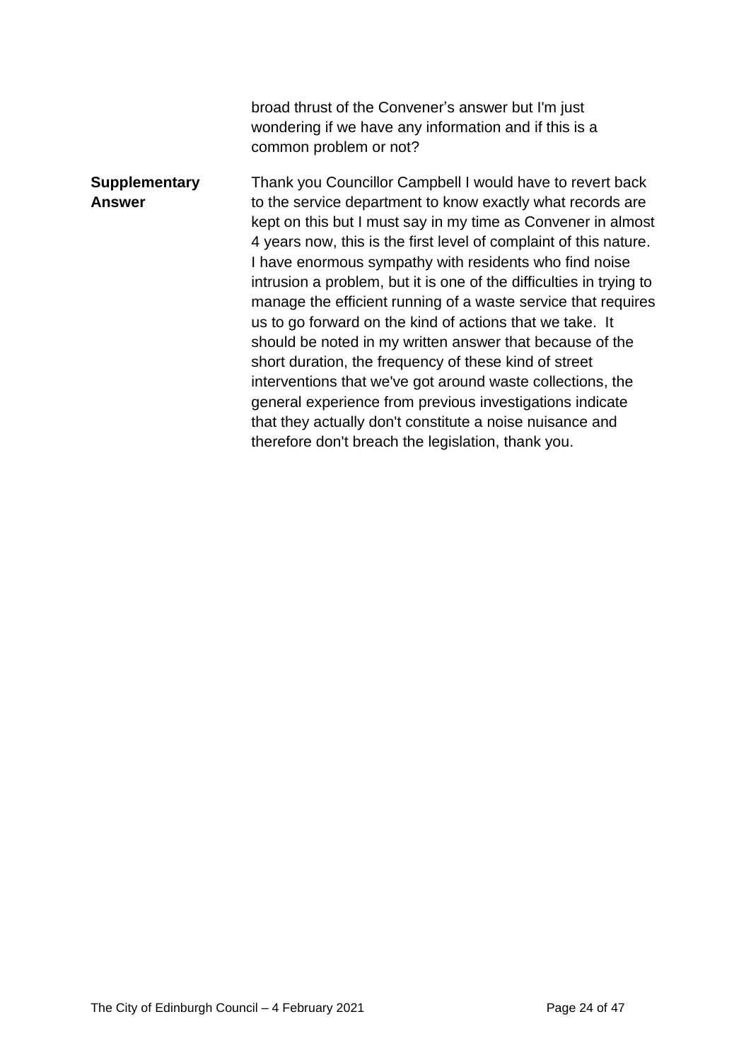broad thrust of the Convener's answer but I'm just wondering if we have any information and if this is a common problem or not?

**Supplementary Answer**

Thank you Councillor Campbell I would have to revert back to the service department to know exactly what records are kept on this but I must say in my time as Convener in almost 4 years now, this is the first level of complaint of this nature. I have enormous sympathy with residents who find noise intrusion a problem, but it is one of the difficulties in trying to manage the efficient running of a waste service that requires us to go forward on the kind of actions that we take. It should be noted in my written answer that because of the short duration, the frequency of these kind of street interventions that we've got around waste collections, the general experience from previous investigations indicate that they actually don't constitute a noise nuisance and therefore don't breach the legislation, thank you.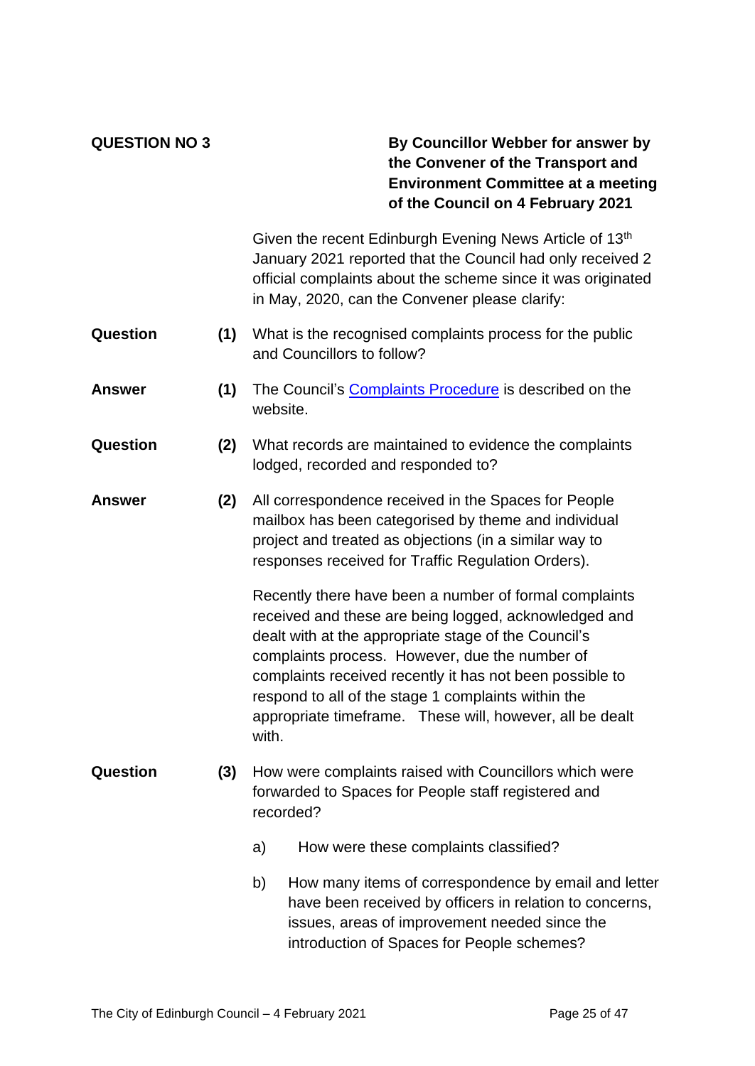**QUESTION NO 3**

**By Councillor Webber for answer by the Convener of the Transport and Environment Committee at a meeting of the Council on 4 February 2021**

Given the recent Edinburgh Evening News Article of 13th January 2021 reported that the Council had only received 2 official complaints about the scheme since it was originated in May, 2020, can the Convener please clarify:

**Question** **(1)** What is the recognised complaints process for the public and Councillors to follow?

**Answer** **(1)** The Council's Complaints Procedure is described on the website.

**Question** **(2)** What records are maintained to evidence the complaints lodged, recorded and responded to?

**Answer** **(2)** All correspondence received in the Spaces for People mailbox has been categorised by theme and individual project and treated as objections (in a similar way to responses received for Traffic Regulation Orders).

Recently there have been a number of formal complaints received and these are being logged, acknowledged and dealt with at the appropriate stage of the Council's complaints process. However, due the number of complaints received recently it has not been possible to respond to all of the stage 1 complaints within the appropriate timeframe. These will, however, all be dealt with.

**Question** **(3)** How were complaints raised with Councillors which were forwarded to Spaces for People staff registered and recorded?

a) How were these complaints classified?

b) How many items of correspondence by email and letter have been received by officers in relation to concerns, issues, areas of improvement needed since the introduction of Spaces for People schemes?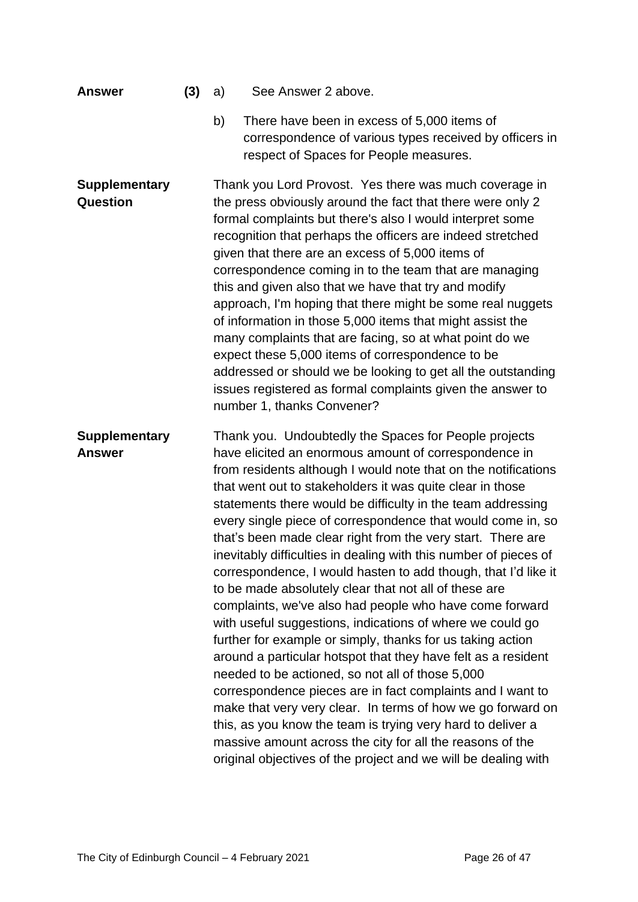**Answer** **(3)** a) See Answer 2 above.

b) There have been in excess of 5,000 items of correspondence of various types received by officers in respect of Spaces for People measures.

**Supplementary Question**

Thank you Lord Provost. Yes there was much coverage in the press obviously around the fact that there were only 2 formal complaints but there's also I would interpret some recognition that perhaps the officers are indeed stretched given that there are an excess of 5,000 items of correspondence coming in to the team that are managing this and given also that we have that try and modify approach, I'm hoping that there might be some real nuggets of information in those 5,000 items that might assist the many complaints that are facing, so at what point do we expect these 5,000 items of correspondence to be addressed or should we be looking to get all the outstanding issues registered as formal complaints given the answer to number 1, thanks Convener?

**Supplementary Answer**

Thank you. Undoubtedly the Spaces for People projects have elicited an enormous amount of correspondence in from residents although I would note that on the notifications that went out to stakeholders it was quite clear in those statements there would be difficulty in the team addressing every single piece of correspondence that would come in, so that's been made clear right from the very start. There are inevitably difficulties in dealing with this number of pieces of correspondence, I would hasten to add though, that I'd like it to be made absolutely clear that not all of these are complaints, we've also had people who have come forward with useful suggestions, indications of where we could go further for example or simply, thanks for us taking action around a particular hotspot that they have felt as a resident needed to be actioned, so not all of those 5,000 correspondence pieces are in fact complaints and I want to make that very very clear. In terms of how we go forward on this, as you know the team is trying very hard to deliver a massive amount across the city for all the reasons of the original objectives of the project and we will be dealing with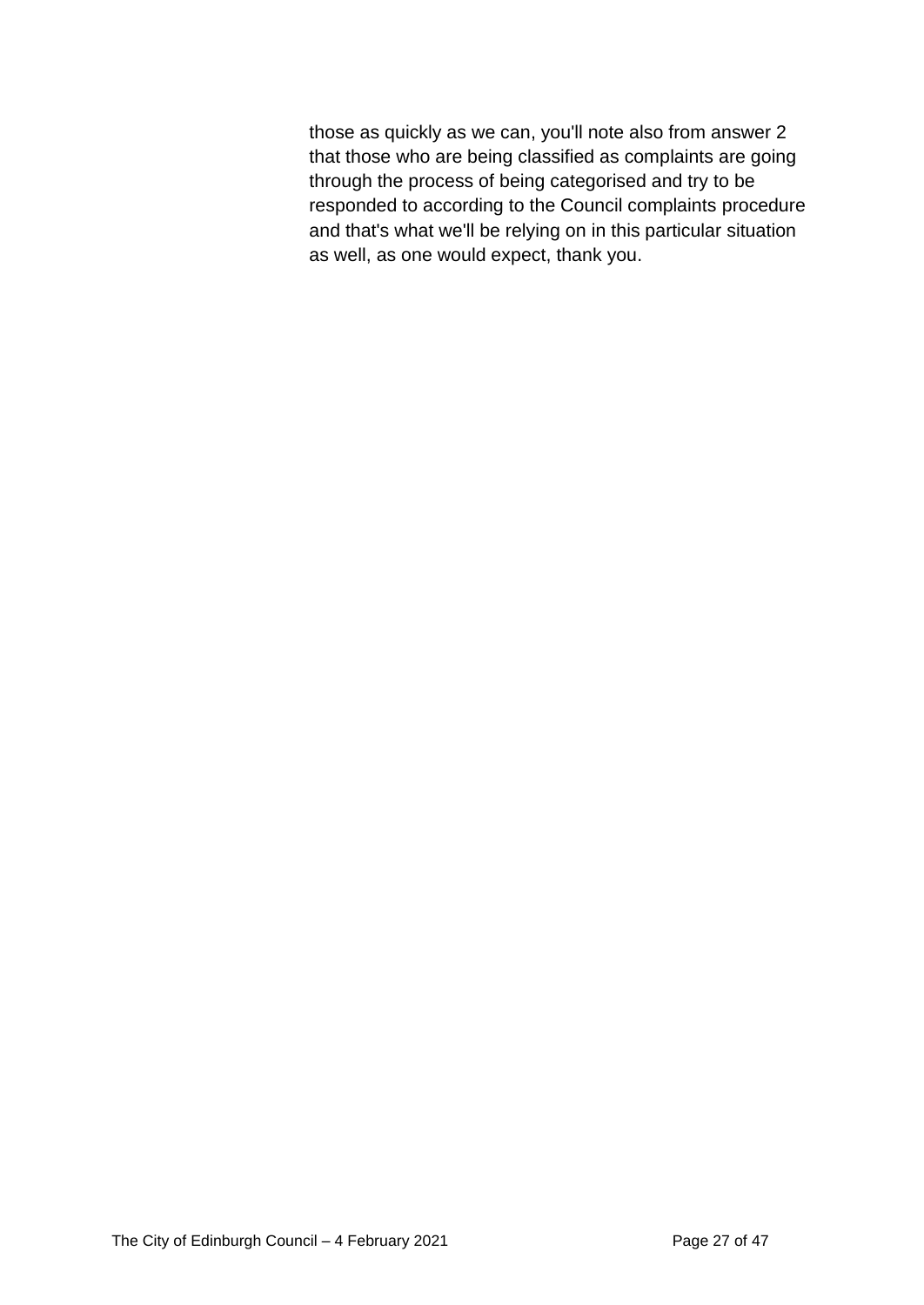those as quickly as we can, you'll note also from answer 2 that those who are being classified as complaints are going through the process of being categorised and try to be responded to according to the Council complaints procedure and that's what we'll be relying on in this particular situation as well, as one would expect, thank you.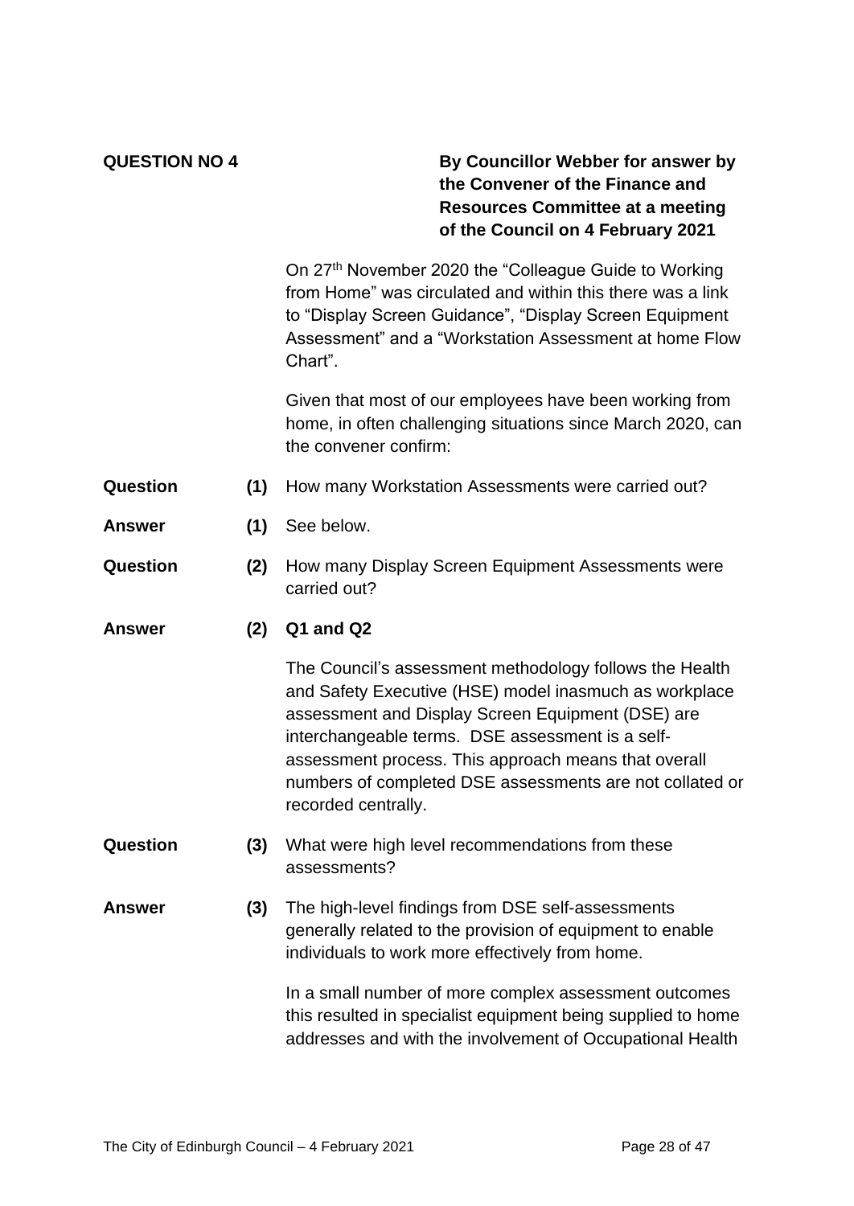**QUESTION NO 4**

**By Councillor Webber for answer by the Convener of the Finance and Resources Committee at a meeting of the Council on 4 February 2021**

On 27th November 2020 the "Colleague Guide to Working from Home" was circulated and within this there was a link to "Display Screen Guidance", "Display Screen Equipment Assessment" and a "Workstation Assessment at home Flow Chart".

Given that most of our employees have been working from home, in often challenging situations since March 2020, can the convener confirm:

**Question (1)** How many Workstation Assessments were carried out?

**Answer (1)** See below.

**Question (2)** How many Display Screen Equipment Assessments were carried out?

**Answer (2)** **Q1 and Q2**

The Council's assessment methodology follows the Health and Safety Executive (HSE) model inasmuch as workplace assessment and Display Screen Equipment (DSE) are interchangeable terms. DSE assessment is a self-assessment process. This approach means that overall numbers of completed DSE assessments are not collated or recorded centrally.

**Question (3)** What were high level recommendations from these assessments?

**Answer (3)** The high-level findings from DSE self-assessments generally related to the provision of equipment to enable individuals to work more effectively from home.

In a small number of more complex assessment outcomes this resulted in specialist equipment being supplied to home addresses and with the involvement of Occupational Health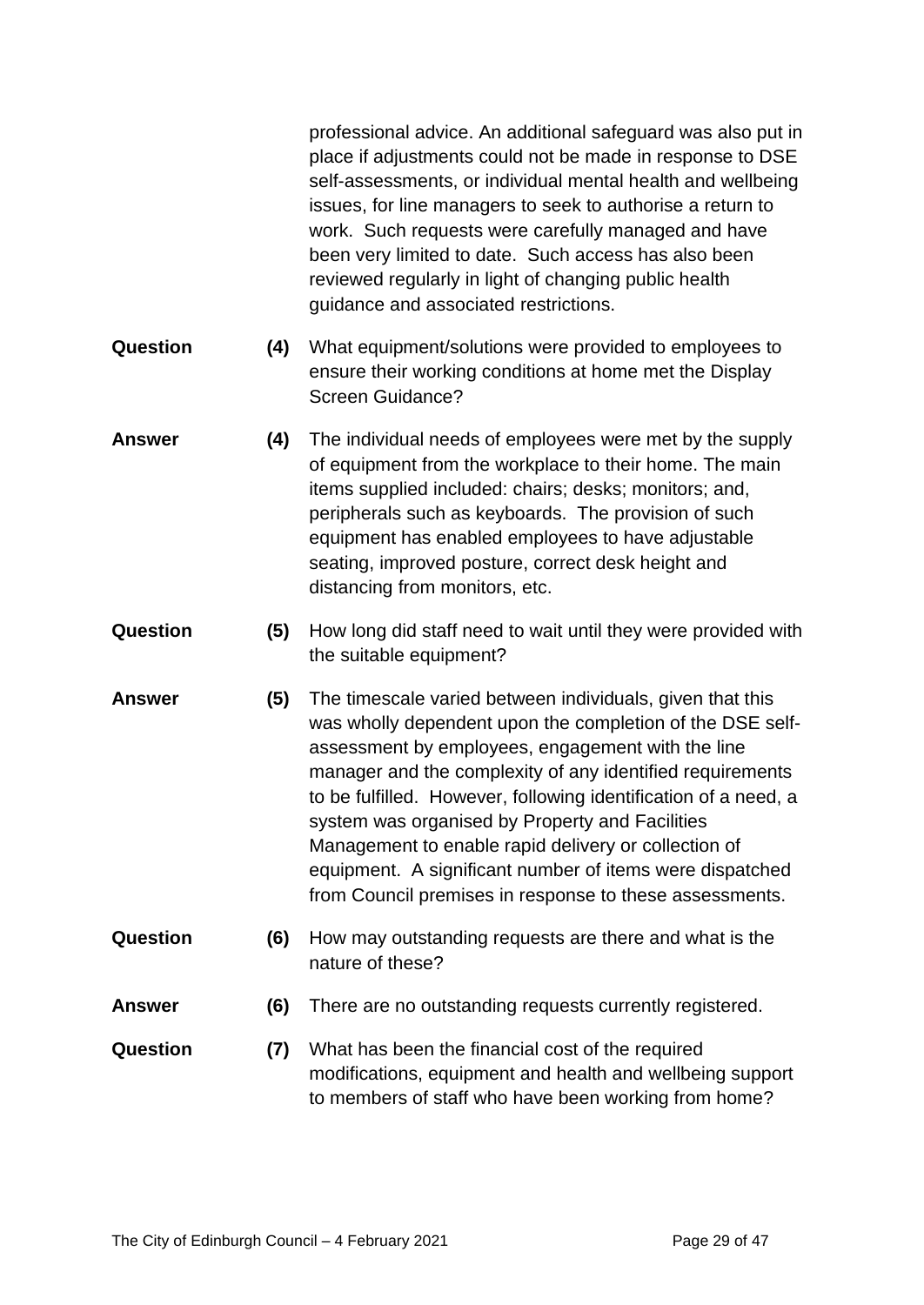professional advice. An additional safeguard was also put in place if adjustments could not be made in response to DSE self-assessments, or individual mental health and wellbeing issues, for line managers to seek to authorise a return to work. Such requests were carefully managed and have been very limited to date. Such access has also been reviewed regularly in light of changing public health guidance and associated restrictions.

**Question** **(4)** What equipment/solutions were provided to employees to ensure their working conditions at home met the Display Screen Guidance?

**Answer** **(4)** The individual needs of employees were met by the supply of equipment from the workplace to their home. The main items supplied included: chairs; desks; monitors; and, peripherals such as keyboards. The provision of such equipment has enabled employees to have adjustable seating, improved posture, correct desk height and distancing from monitors, etc.

**Question** **(5)** How long did staff need to wait until they were provided with the suitable equipment?

**Answer** **(5)** The timescale varied between individuals, given that this was wholly dependent upon the completion of the DSE self-assessment by employees, engagement with the line manager and the complexity of any identified requirements to be fulfilled. However, following identification of a need, a system was organised by Property and Facilities Management to enable rapid delivery or collection of equipment. A significant number of items were dispatched from Council premises in response to these assessments.

**Question** **(6)** How may outstanding requests are there and what is the nature of these?

**Answer** **(6)** There are no outstanding requests currently registered.

**Question** **(7)** What has been the financial cost of the required modifications, equipment and health and wellbeing support to members of staff who have been working from home?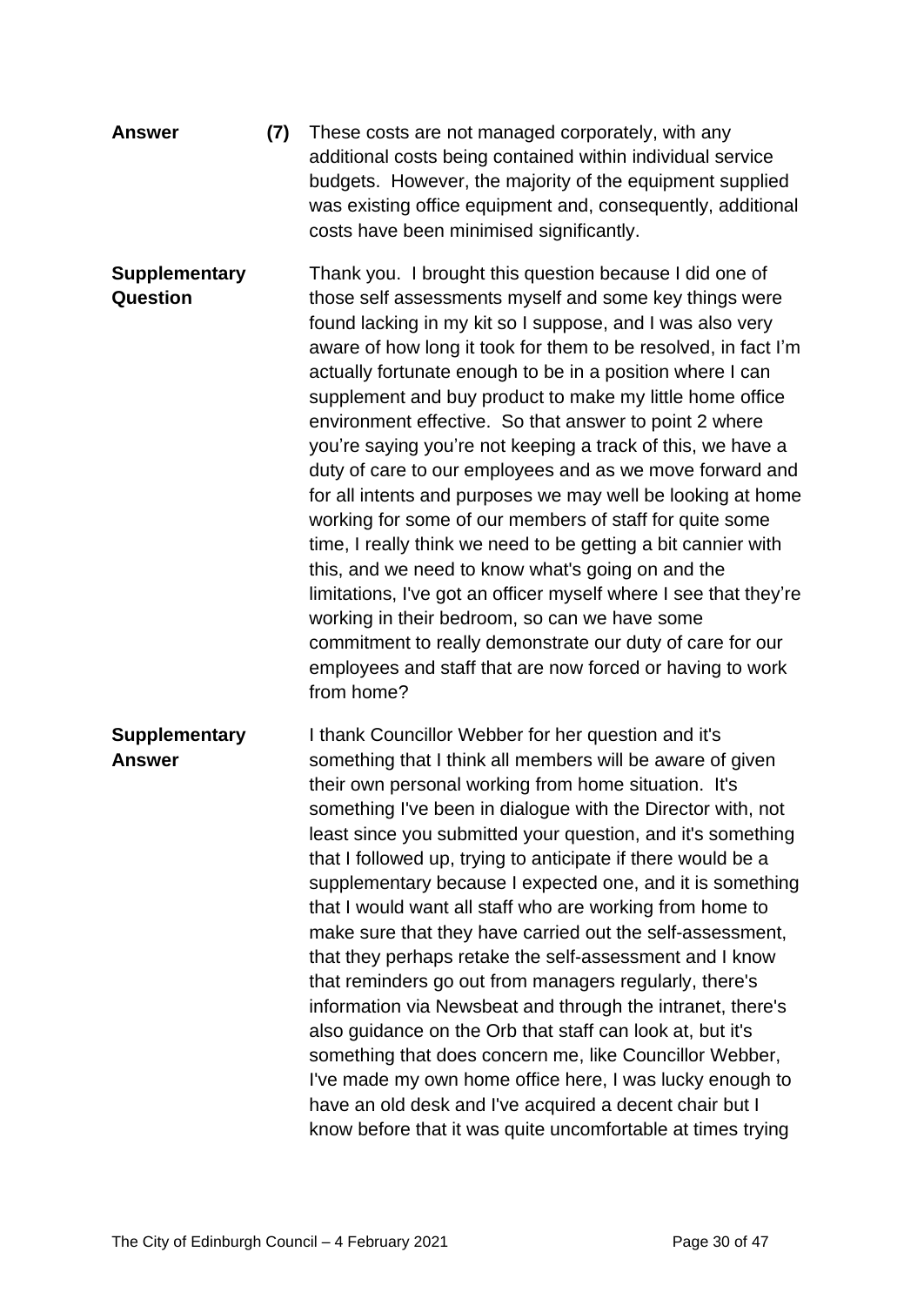**Answer** **(7)** These costs are not managed corporately, with any additional costs being contained within individual service budgets. However, the majority of the equipment supplied was existing office equipment and, consequently, additional costs have been minimised significantly.

**Supplementary Question**

Thank you. I brought this question because I did one of those self assessments myself and some key things were found lacking in my kit so I suppose, and I was also very aware of how long it took for them to be resolved, in fact I'm actually fortunate enough to be in a position where I can supplement and buy product to make my little home office environment effective. So that answer to point 2 where you're saying you're not keeping a track of this, we have a duty of care to our employees and as we move forward and for all intents and purposes we may well be looking at home working for some of our members of staff for quite some time, I really think we need to be getting a bit cannier with this, and we need to know what's going on and the limitations, I've got an officer myself where I see that they're working in their bedroom, so can we have some commitment to really demonstrate our duty of care for our employees and staff that are now forced or having to work from home?

**Supplementary Answer**

I thank Councillor Webber for her question and it's something that I think all members will be aware of given their own personal working from home situation. It's something I've been in dialogue with the Director with, not least since you submitted your question, and it's something that I followed up, trying to anticipate if there would be a supplementary because I expected one, and it is something that I would want all staff who are working from home to make sure that they have carried out the self-assessment, that they perhaps retake the self-assessment and I know that reminders go out from managers regularly, there's information via Newsbeat and through the intranet, there's also guidance on the Orb that staff can look at, but it's something that does concern me, like Councillor Webber, I've made my own home office here, I was lucky enough to have an old desk and I've acquired a decent chair but I know before that it was quite uncomfortable at times trying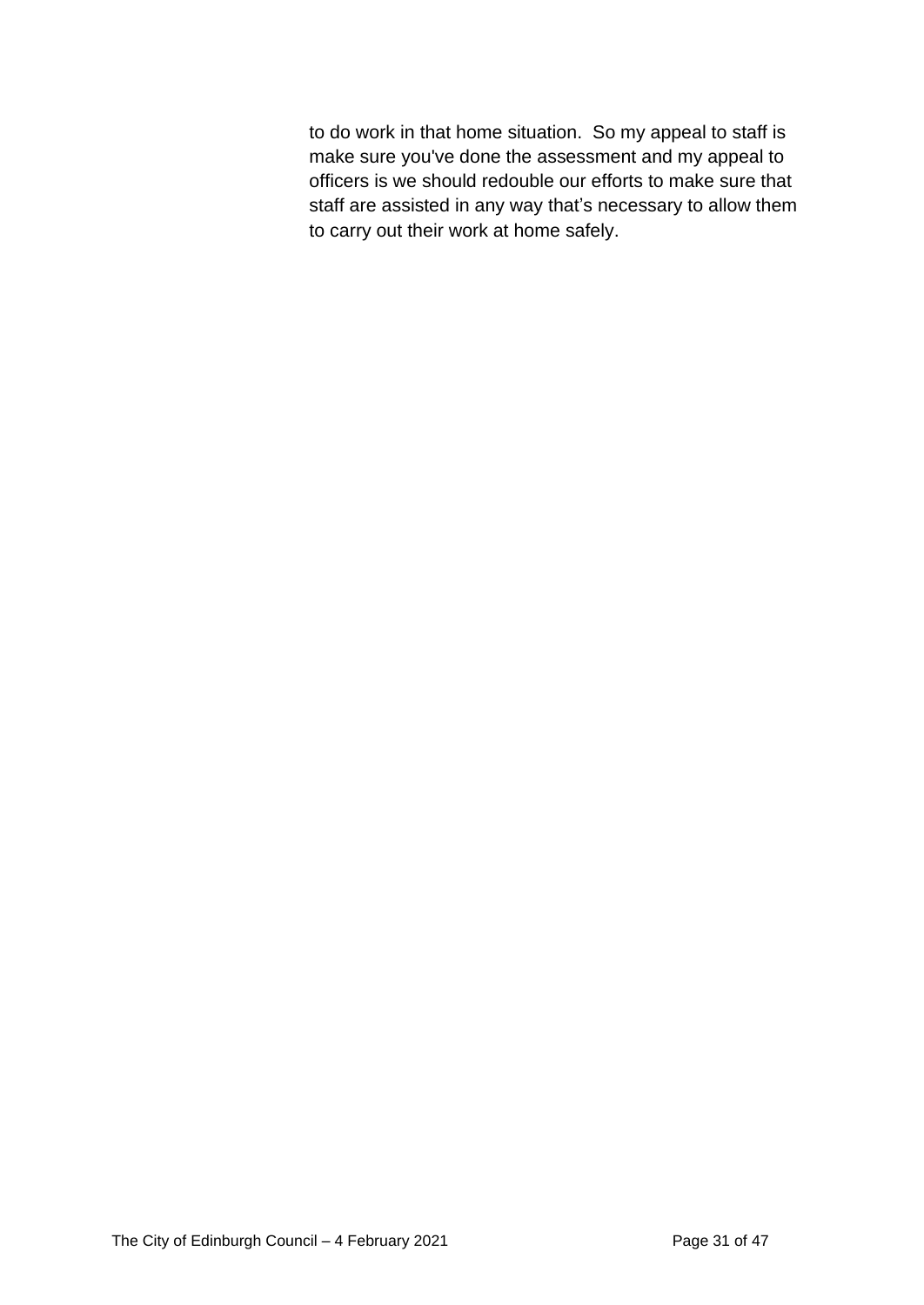to do work in that home situation. So my appeal to staff is make sure you've done the assessment and my appeal to officers is we should redouble our efforts to make sure that staff are assisted in any way that's necessary to allow them to carry out their work at home safely.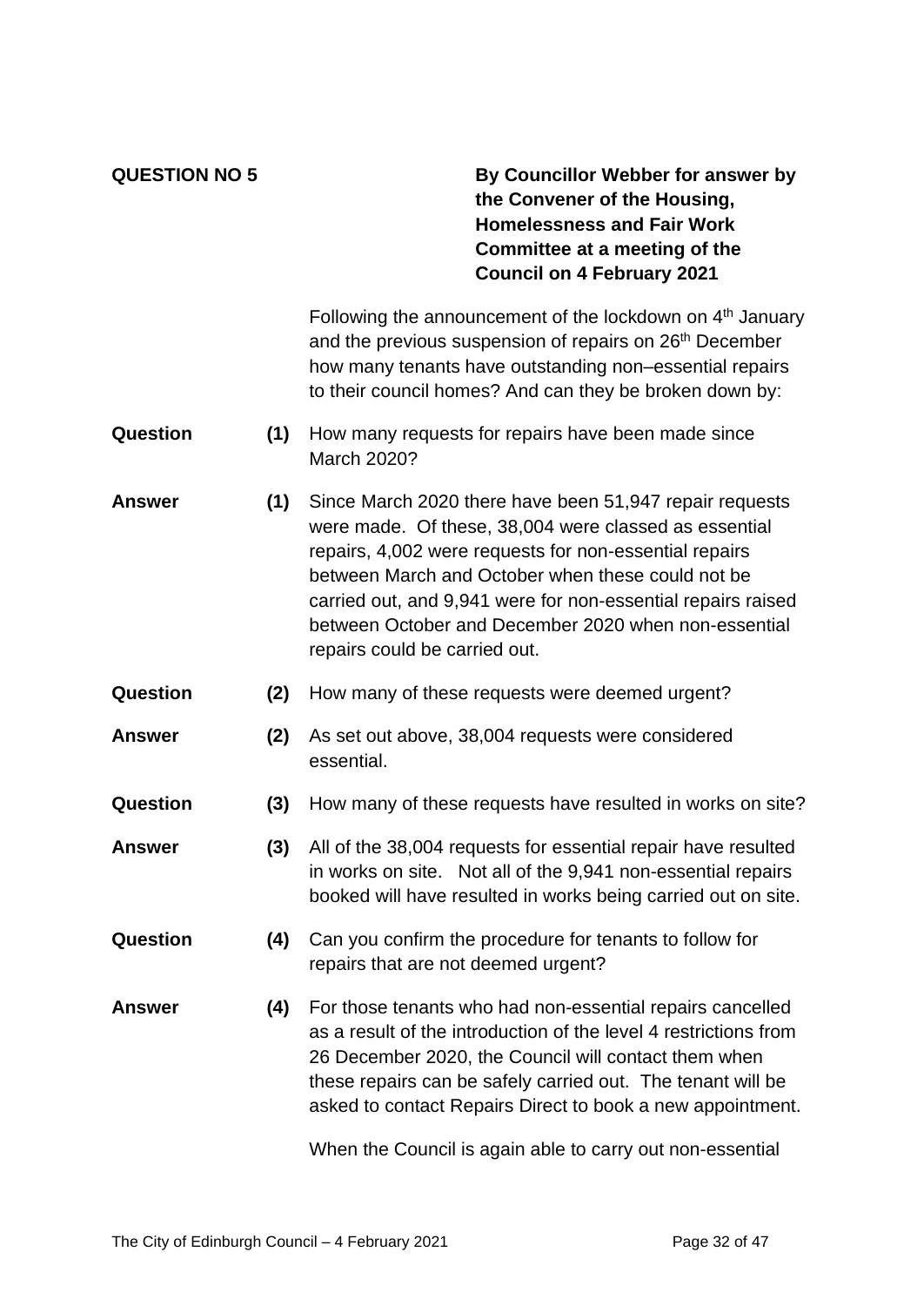**QUESTION NO 5**

**By Councillor Webber for answer by the Convener of the Housing, Homelessness and Fair Work Committee at a meeting of the Council on 4 February 2021**

Following the announcement of the lockdown on 4th January and the previous suspension of repairs on 26th December how many tenants have outstanding non–essential repairs to their council homes? And can they be broken down by:

**Question (1)** How many requests for repairs have been made since March 2020?

**Answer (1)** Since March 2020 there have been 51,947 repair requests were made. Of these, 38,004 were classed as essential repairs, 4,002 were requests for non-essential repairs between March and October when these could not be carried out, and 9,941 were for non-essential repairs raised between October and December 2020 when non-essential repairs could be carried out.

**Question (2)** How many of these requests were deemed urgent?

**Answer (2)** As set out above, 38,004 requests were considered essential.

**Question (3)** How many of these requests have resulted in works on site?

**Answer (3)** All of the 38,004 requests for essential repair have resulted in works on site. Not all of the 9,941 non-essential repairs booked will have resulted in works being carried out on site.

**Question (4)** Can you confirm the procedure for tenants to follow for repairs that are not deemed urgent?

**Answer (4)** For those tenants who had non-essential repairs cancelled as a result of the introduction of the level 4 restrictions from 26 December 2020, the Council will contact them when these repairs can be safely carried out. The tenant will be asked to contact Repairs Direct to book a new appointment.

When the Council is again able to carry out non-essential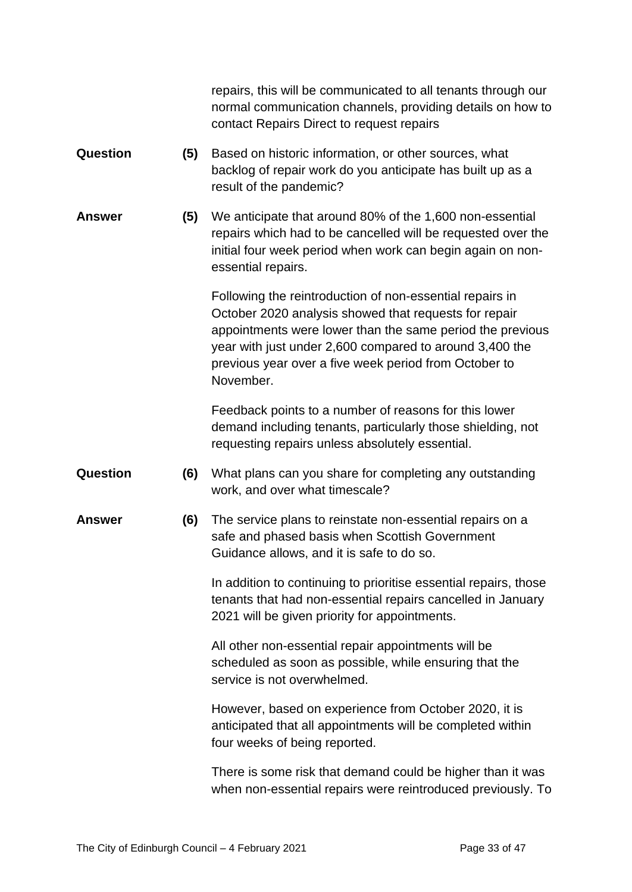repairs, this will be communicated to all tenants through our normal communication channels, providing details on how to contact Repairs Direct to request repairs

**Question** **(5)** Based on historic information, or other sources, what backlog of repair work do you anticipate has built up as a result of the pandemic?

**Answer** **(5)** We anticipate that around 80% of the 1,600 non-essential repairs which had to be cancelled will be requested over the initial four week period when work can begin again on non-essential repairs.

Following the reintroduction of non-essential repairs in October 2020 analysis showed that requests for repair appointments were lower than the same period the previous year with just under 2,600 compared to around 3,400 the previous year over a five week period from October to November.

Feedback points to a number of reasons for this lower demand including tenants, particularly those shielding, not requesting repairs unless absolutely essential.

**Question** **(6)** What plans can you share for completing any outstanding work, and over what timescale?

**Answer** **(6)** The service plans to reinstate non-essential repairs on a safe and phased basis when Scottish Government Guidance allows, and it is safe to do so.

In addition to continuing to prioritise essential repairs, those tenants that had non-essential repairs cancelled in January 2021 will be given priority for appointments.

All other non-essential repair appointments will be scheduled as soon as possible, while ensuring that the service is not overwhelmed.

However, based on experience from October 2020, it is anticipated that all appointments will be completed within four weeks of being reported.

There is some risk that demand could be higher than it was when non-essential repairs were reintroduced previously. To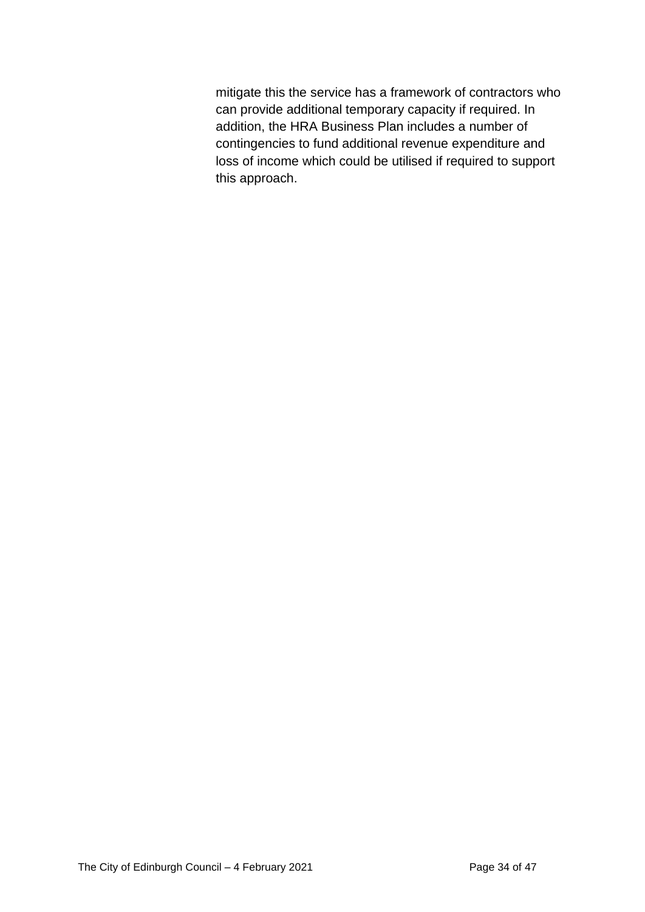mitigate this the service has a framework of contractors who can provide additional temporary capacity if required. In addition, the HRA Business Plan includes a number of contingencies to fund additional revenue expenditure and loss of income which could be utilised if required to support this approach.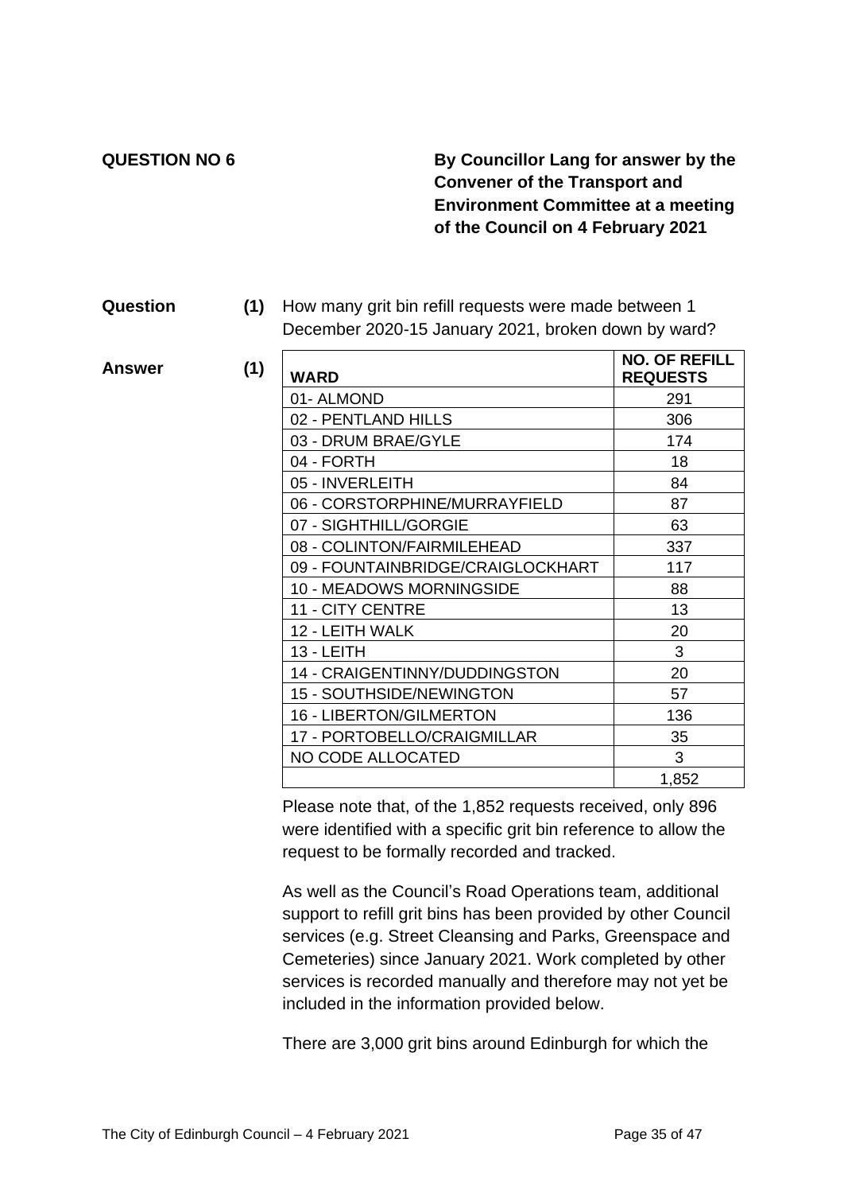**QUESTION NO 6**

**By Councillor Lang for answer by the Convener of the Transport and Environment Committee at a meeting of the Council on 4 February 2021**

**Question (1)** How many grit bin refill requests were made between 1 December 2020-15 January 2021, broken down by ward?

**Answer (1)**

| WARD | NO. OF REFILL REQUESTS |
|---|---|
| 01- ALMOND | 291 |
| 02 - PENTLAND HILLS | 306 |
| 03 - DRUM BRAE/GYLE | 174 |
| 04 - FORTH | 18 |
| 05 - INVERLEITH | 84 |
| 06 - CORSTORPHINE/MURRAYFIELD | 87 |
| 07 - SIGHTHILL/GORGIE | 63 |
| 08 - COLINTON/FAIRMILEHEAD | 337 |
| 09 - FOUNTAINBRIDGE/CRAIGLOCKHART | 117 |
| 10 - MEADOWS MORNINGSIDE | 88 |
| 11 - CITY CENTRE | 13 |
| 12 - LEITH WALK | 20 |
| 13 - LEITH | 3 |
| 14 - CRAIGENTINNY/DUDDINGSTON | 20 |
| 15 - SOUTHSIDE/NEWINGTON | 57 |
| 16 - LIBERTON/GILMERTON | 136 |
| 17 - PORTOBELLO/CRAIGMILLAR | 35 |
| NO CODE ALLOCATED | 3 |
| | 1,852 |

Please note that, of the 1,852 requests received, only 896 were identified with a specific grit bin reference to allow the request to be formally recorded and tracked.

As well as the Council's Road Operations team, additional support to refill grit bins has been provided by other Council services (e.g. Street Cleansing and Parks, Greenspace and Cemeteries) since January 2021. Work completed by other services is recorded manually and therefore may not yet be included in the information provided below.

There are 3,000 grit bins around Edinburgh for which the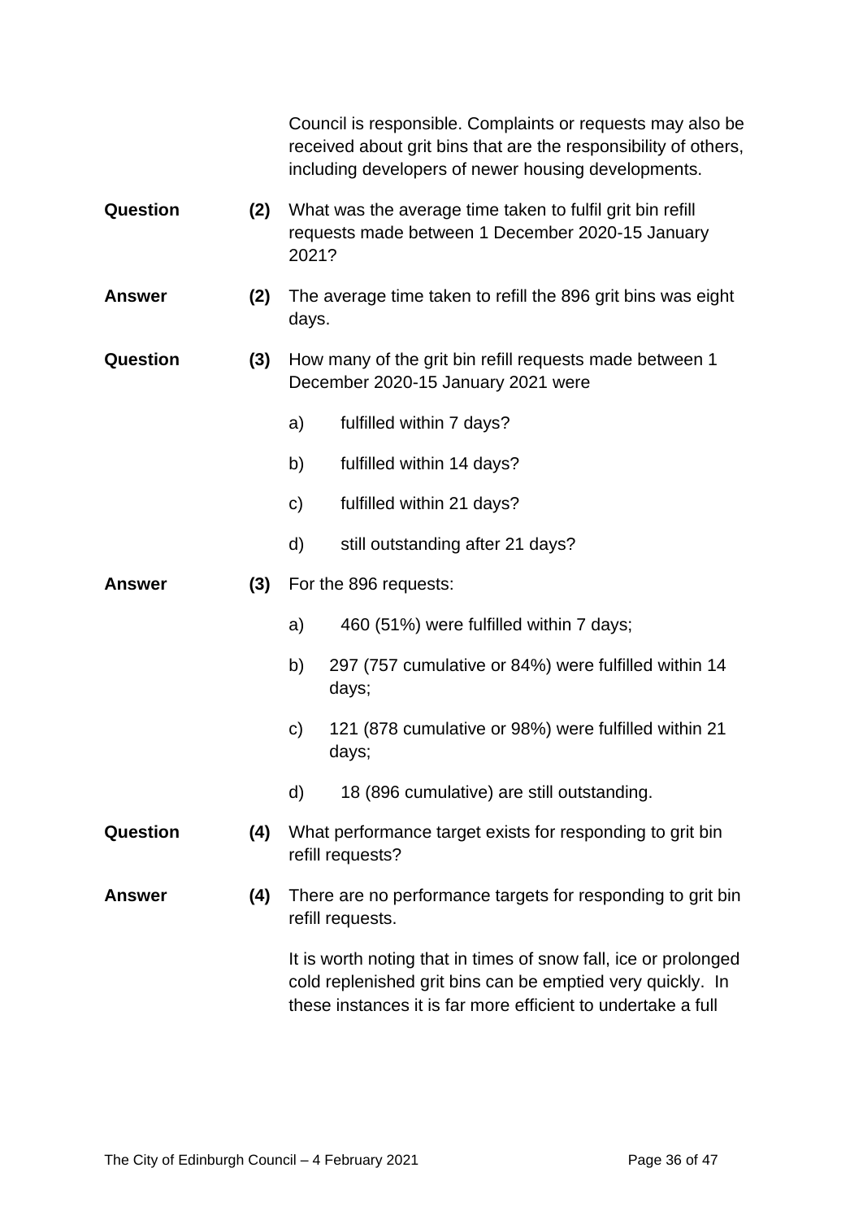Council is responsible. Complaints or requests may also be received about grit bins that are the responsibility of others, including developers of newer housing developments.

**Question** **(2)** What was the average time taken to fulfil grit bin refill requests made between 1 December 2020-15 January 2021?

**Answer** **(2)** The average time taken to refill the 896 grit bins was eight days.

**Question** **(3)** How many of the grit bin refill requests made between 1 December 2020-15 January 2021 were

a) fulfilled within 7 days?

b) fulfilled within 14 days?

c) fulfilled within 21 days?

d) still outstanding after 21 days?

**Answer** **(3)** For the 896 requests:

a) 460 (51%) were fulfilled within 7 days;

b) 297 (757 cumulative or 84%) were fulfilled within 14 days;

c) 121 (878 cumulative or 98%) were fulfilled within 21 days;

d) 18 (896 cumulative) are still outstanding.

**Question** **(4)** What performance target exists for responding to grit bin refill requests?

**Answer** **(4)** There are no performance targets for responding to grit bin refill requests.

It is worth noting that in times of snow fall, ice or prolonged cold replenished grit bins can be emptied very quickly. In these instances it is far more efficient to undertake a full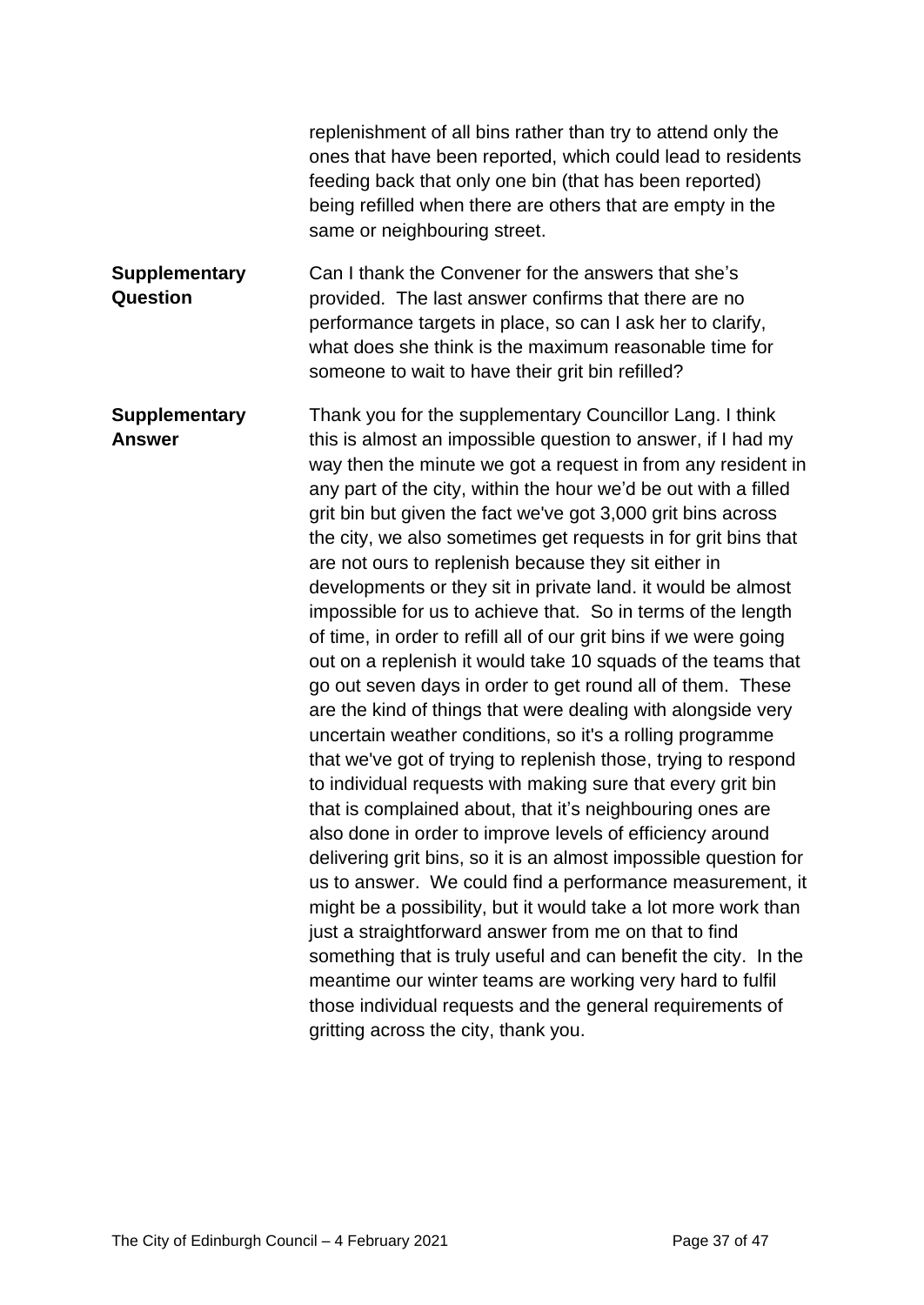replenishment of all bins rather than try to attend only the ones that have been reported, which could lead to residents feeding back that only one bin (that has been reported) being refilled when there are others that are empty in the same or neighbouring street.

| | |
|---|---|
| **Supplementary Question** | Can I thank the Convener for the answers that she's provided. The last answer confirms that there are no performance targets in place, so can I ask her to clarify, what does she think is the maximum reasonable time for someone to wait to have their grit bin refilled? |
| **Supplementary Answer** | Thank you for the supplementary Councillor Lang. I think this is almost an impossible question to answer, if I had my way then the minute we got a request in from any resident in any part of the city, within the hour we'd be out with a filled grit bin but given the fact we've got 3,000 grit bins across the city, we also sometimes get requests in for grit bins that are not ours to replenish because they sit either in developments or they sit in private land. it would be almost impossible for us to achieve that. So in terms of the length of time, in order to refill all of our grit bins if we were going out on a replenish it would take 10 squads of the teams that go out seven days in order to get round all of them. These are the kind of things that were dealing with alongside very uncertain weather conditions, so it's a rolling programme that we've got of trying to replenish those, trying to respond to individual requests with making sure that every grit bin that is complained about, that it's neighbouring ones are also done in order to improve levels of efficiency around delivering grit bins, so it is an almost impossible question for us to answer. We could find a performance measurement, it might be a possibility, but it would take a lot more work than just a straightforward answer from me on that to find something that is truly useful and can benefit the city. In the meantime our winter teams are working very hard to fulfil those individual requests and the general requirements of gritting across the city, thank you. |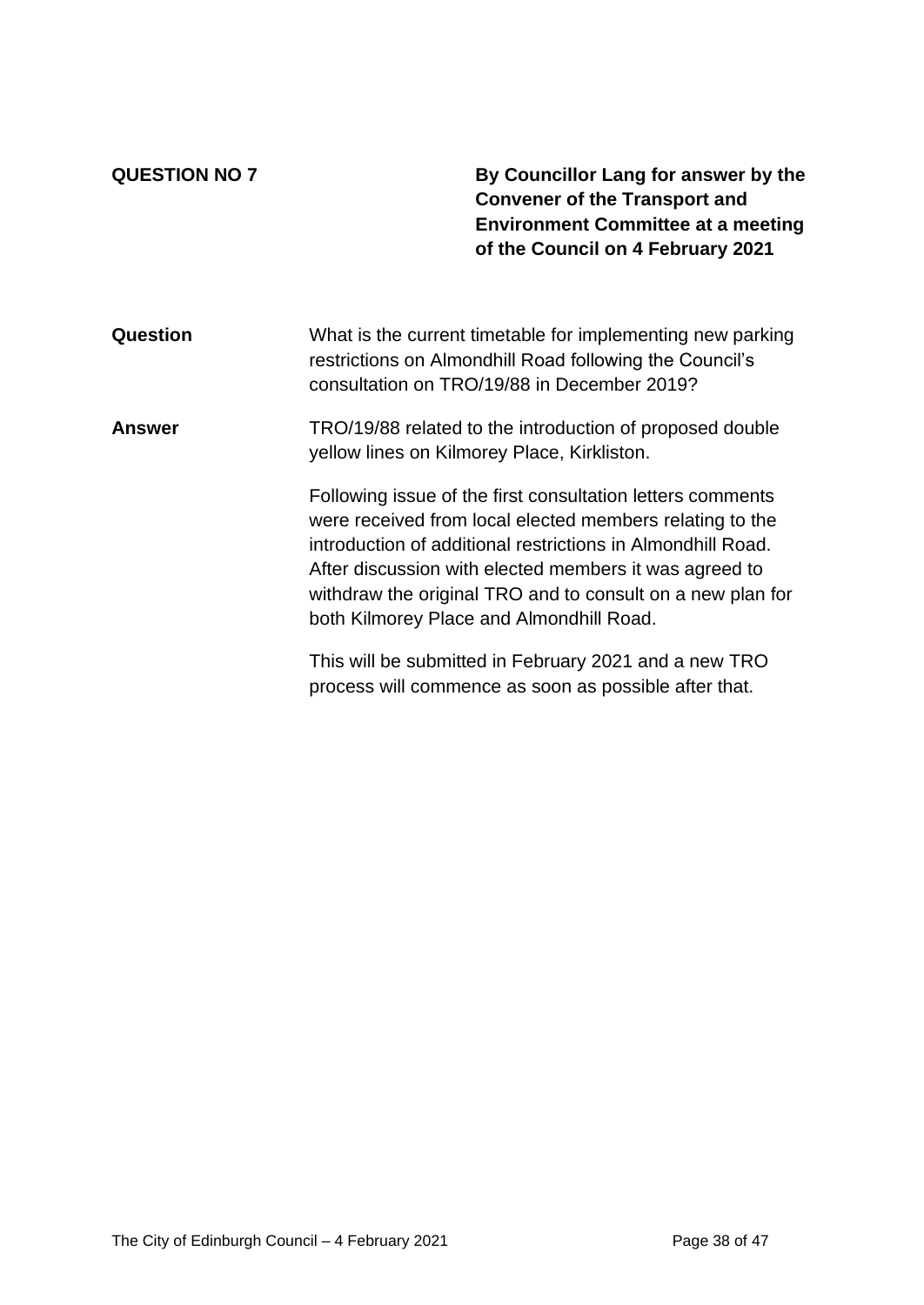**QUESTION NO 7**

**By Councillor Lang for answer by the Convener of the Transport and Environment Committee at a meeting of the Council on 4 February 2021**

**Question**

What is the current timetable for implementing new parking restrictions on Almondhill Road following the Council's consultation on TRO/19/88 in December 2019?

**Answer**

TRO/19/88 related to the introduction of proposed double yellow lines on Kilmorey Place, Kirkliston.

Following issue of the first consultation letters comments were received from local elected members relating to the introduction of additional restrictions in Almondhill Road. After discussion with elected members it was agreed to withdraw the original TRO and to consult on a new plan for both Kilmorey Place and Almondhill Road.

This will be submitted in February 2021 and a new TRO process will commence as soon as possible after that.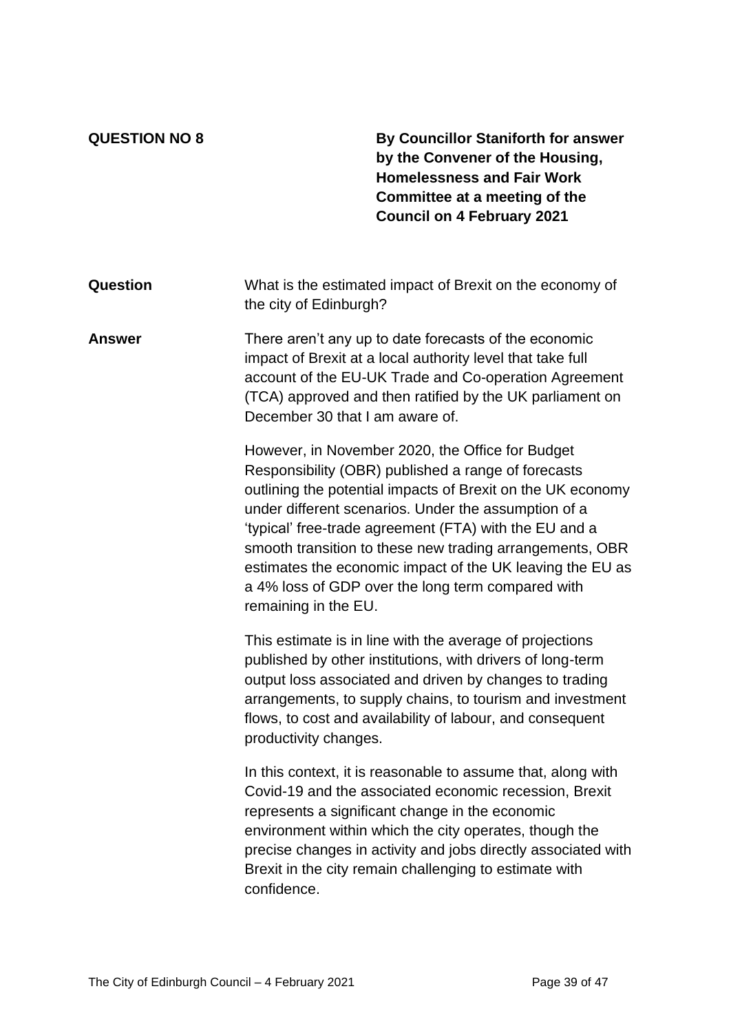**QUESTION NO 8**

**By Councillor Staniforth for answer by the Convener of the Housing, Homelessness and Fair Work Committee at a meeting of the Council on 4 February 2021**

**Question**

What is the estimated impact of Brexit on the economy of the city of Edinburgh?

**Answer**

There aren't any up to date forecasts of the economic impact of Brexit at a local authority level that take full account of the EU-UK Trade and Co-operation Agreement (TCA) approved and then ratified by the UK parliament on December 30 that I am aware of.

However, in November 2020, the Office for Budget Responsibility (OBR) published a range of forecasts outlining the potential impacts of Brexit on the UK economy under different scenarios. Under the assumption of a 'typical' free-trade agreement (FTA) with the EU and a smooth transition to these new trading arrangements, OBR estimates the economic impact of the UK leaving the EU as a 4% loss of GDP over the long term compared with remaining in the EU.

This estimate is in line with the average of projections published by other institutions, with drivers of long-term output loss associated and driven by changes to trading arrangements, to supply chains, to tourism and investment flows, to cost and availability of labour, and consequent productivity changes.

In this context, it is reasonable to assume that, along with Covid-19 and the associated economic recession, Brexit represents a significant change in the economic environment within which the city operates, though the precise changes in activity and jobs directly associated with Brexit in the city remain challenging to estimate with confidence.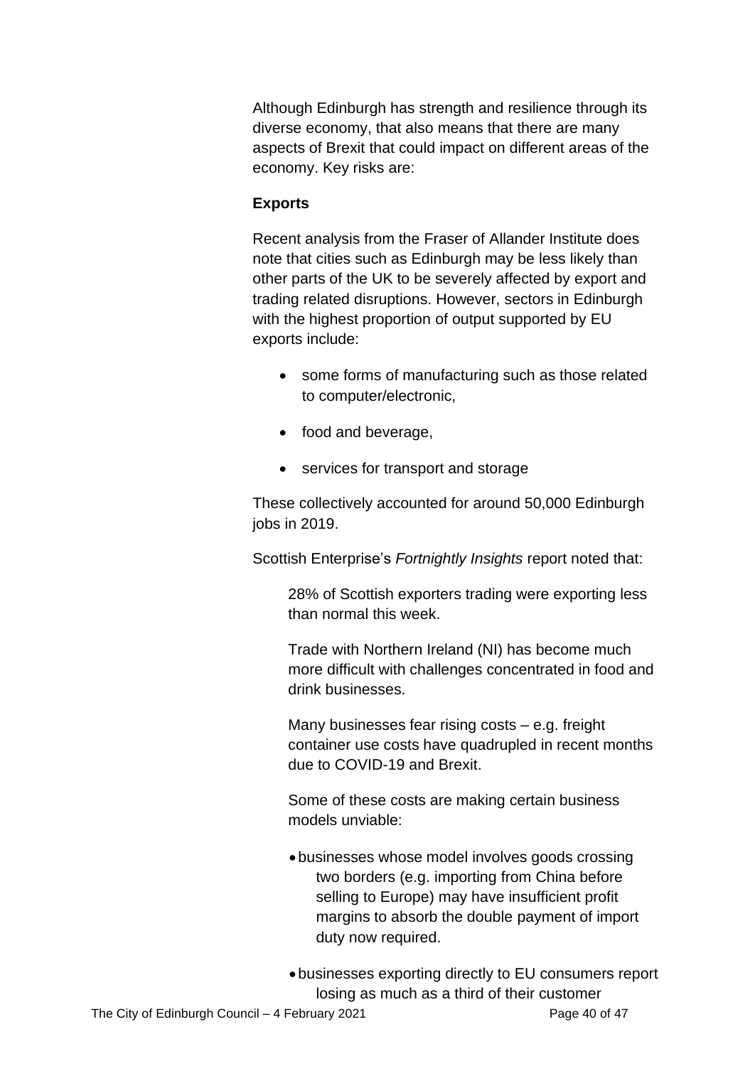Although Edinburgh has strength and resilience through its diverse economy, that also means that there are many aspects of Brexit that could impact on different areas of the economy. Key risks are:

**Exports**

Recent analysis from the Fraser of Allander Institute does note that cities such as Edinburgh may be less likely than other parts of the UK to be severely affected by export and trading related disruptions. However, sectors in Edinburgh with the highest proportion of output supported by EU exports include:

- some forms of manufacturing such as those related to computer/electronic,
- food and beverage,
- services for transport and storage

These collectively accounted for around 50,000 Edinburgh jobs in 2019.

Scottish Enterprise's *Fortnightly Insights* report noted that:

> 28% of Scottish exporters trading were exporting less than normal this week.
>
> Trade with Northern Ireland (NI) has become much more difficult with challenges concentrated in food and drink businesses.
>
> Many businesses fear rising costs – e.g. freight container use costs have quadrupled in recent months due to COVID-19 and Brexit.
>
> Some of these costs are making certain business models unviable:
>
> - businesses whose model involves goods crossing two borders (e.g. importing from China before selling to Europe) may have insufficient profit margins to absorb the double payment of import duty now required.
> - businesses exporting directly to EU consumers report losing as much as a third of their customer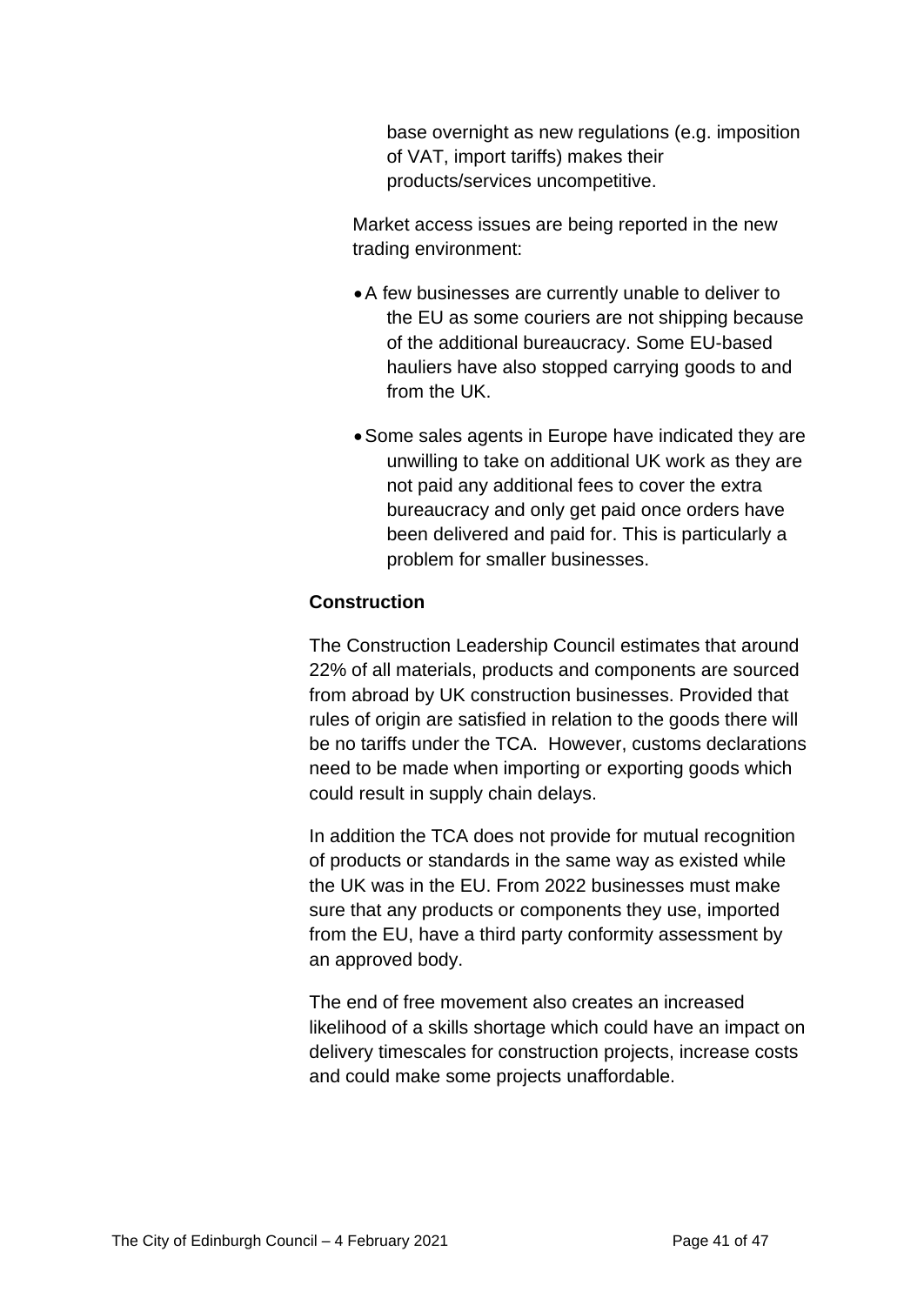base overnight as new regulations (e.g. imposition of VAT, import tariffs) makes their products/services uncompetitive.

Market access issues are being reported in the new trading environment:

- A few businesses are currently unable to deliver to the EU as some couriers are not shipping because of the additional bureaucracy. Some EU-based hauliers have also stopped carrying goods to and from the UK.
- Some sales agents in Europe have indicated they are unwilling to take on additional UK work as they are not paid any additional fees to cover the extra bureaucracy and only get paid once orders have been delivered and paid for. This is particularly a problem for smaller businesses.

**Construction**

The Construction Leadership Council estimates that around 22% of all materials, products and components are sourced from abroad by UK construction businesses. Provided that rules of origin are satisfied in relation to the goods there will be no tariffs under the TCA.  However, customs declarations need to be made when importing or exporting goods which could result in supply chain delays.

In addition the TCA does not provide for mutual recognition of products or standards in the same way as existed while the UK was in the EU. From 2022 businesses must make sure that any products or components they use, imported from the EU, have a third party conformity assessment by an approved body.

The end of free movement also creates an increased likelihood of a skills shortage which could have an impact on delivery timescales for construction projects, increase costs and could make some projects unaffordable.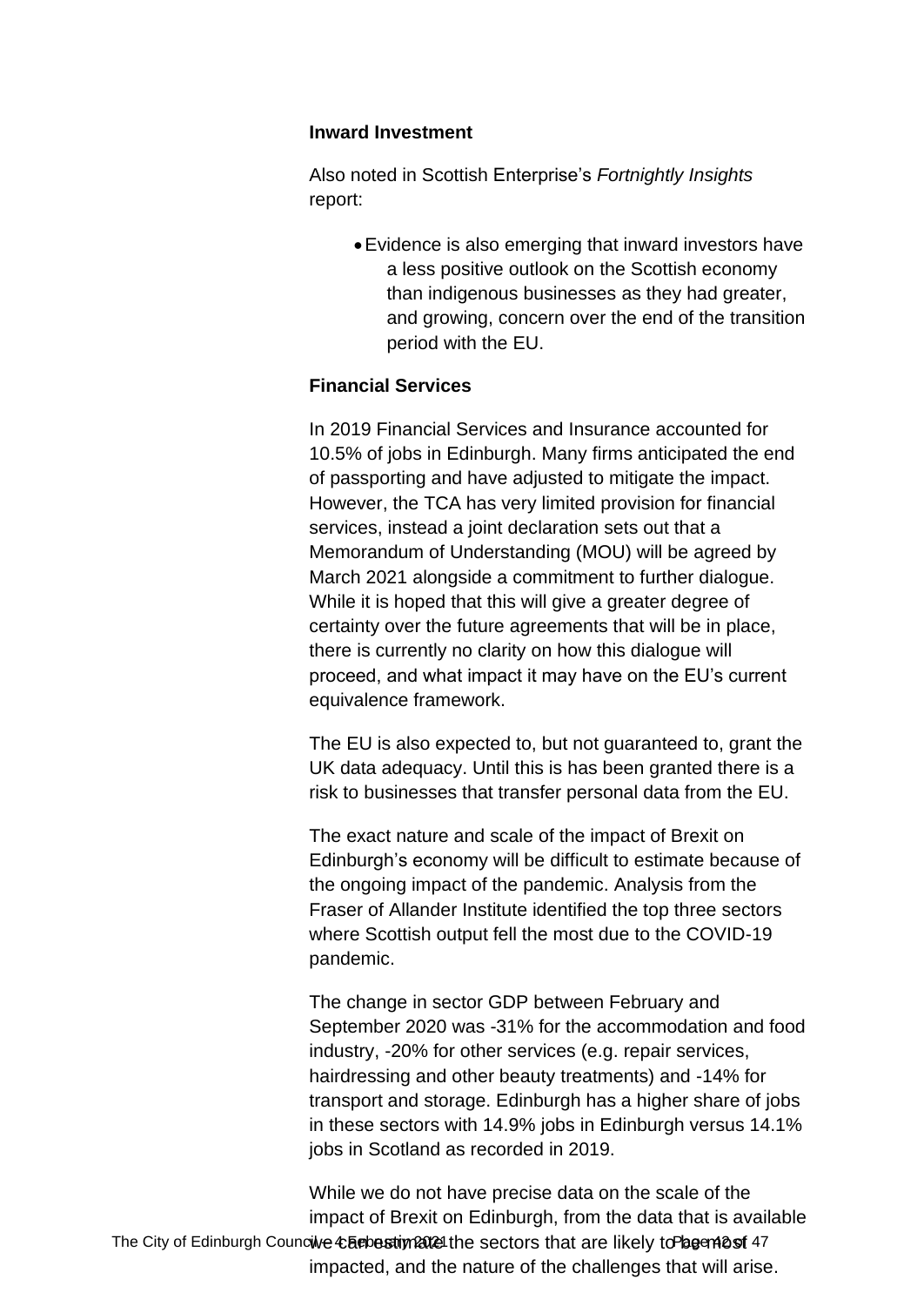**Inward Investment**

Also noted in Scottish Enterprise's *Fortnightly Insights* report:

- Evidence is also emerging that inward investors have a less positive outlook on the Scottish economy than indigenous businesses as they had greater, and growing, concern over the end of the transition period with the EU.

**Financial Services**

In 2019 Financial Services and Insurance accounted for 10.5% of jobs in Edinburgh. Many firms anticipated the end of passporting and have adjusted to mitigate the impact. However, the TCA has very limited provision for financial services, instead a joint declaration sets out that a Memorandum of Understanding (MOU) will be agreed by March 2021 alongside a commitment to further dialogue. While it is hoped that this will give a greater degree of certainty over the future agreements that will be in place, there is currently no clarity on how this dialogue will proceed, and what impact it may have on the EU's current equivalence framework.

The EU is also expected to, but not guaranteed to, grant the UK data adequacy. Until this is has been granted there is a risk to businesses that transfer personal data from the EU.

The exact nature and scale of the impact of Brexit on Edinburgh's economy will be difficult to estimate because of the ongoing impact of the pandemic. Analysis from the Fraser of Allander Institute identified the top three sectors where Scottish output fell the most due to the COVID-19 pandemic.

The change in sector GDP between February and September 2020 was -31% for the accommodation and food industry, -20% for other services (e.g. repair services, hairdressing and other beauty treatments) and -14% for transport and storage. Edinburgh has a higher share of jobs in these sectors with 14.9% jobs in Edinburgh versus 14.1% jobs in Scotland as recorded in 2019.

While we do not have precise data on the scale of the impact of Brexit on Edinburgh, from the data that is available we can estimate the sectors that are likely to be most impacted, and the nature of the challenges that will arise.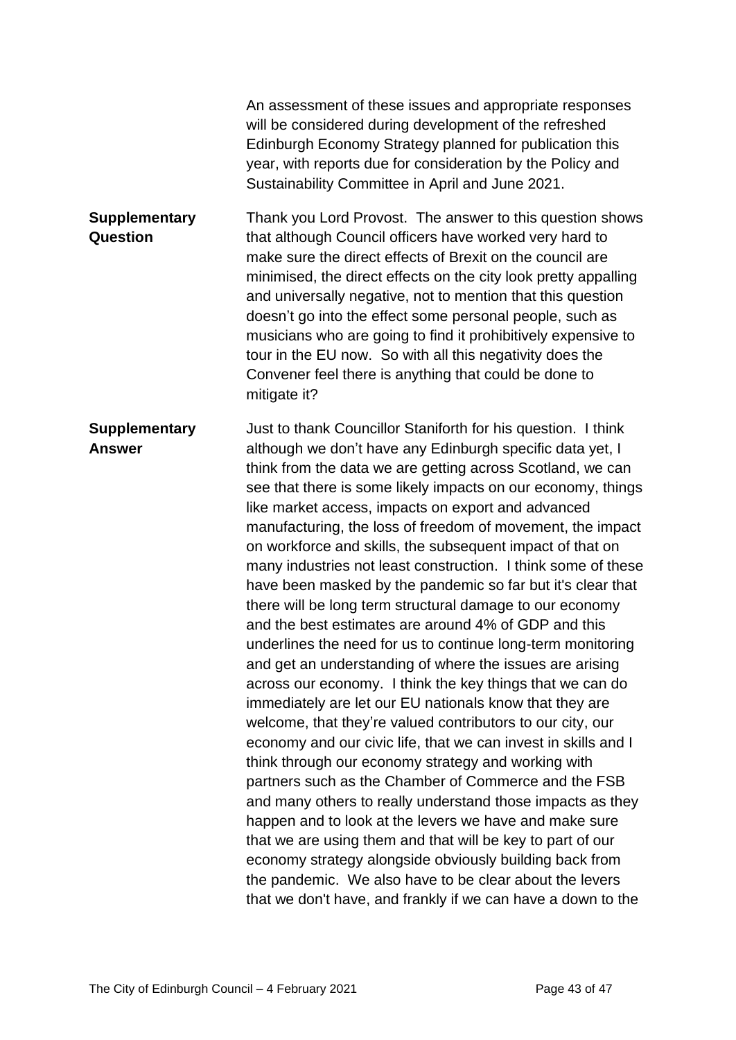An assessment of these issues and appropriate responses will be considered during development of the refreshed Edinburgh Economy Strategy planned for publication this year, with reports due for consideration by the Policy and Sustainability Committee in April and June 2021.

**Supplementary Question**

Thank you Lord Provost. The answer to this question shows that although Council officers have worked very hard to make sure the direct effects of Brexit on the council are minimised, the direct effects on the city look pretty appalling and universally negative, not to mention that this question doesn't go into the effect some personal people, such as musicians who are going to find it prohibitively expensive to tour in the EU now. So with all this negativity does the Convener feel there is anything that could be done to mitigate it?

**Supplementary Answer**

Just to thank Councillor Staniforth for his question. I think although we don't have any Edinburgh specific data yet, I think from the data we are getting across Scotland, we can see that there is some likely impacts on our economy, things like market access, impacts on export and advanced manufacturing, the loss of freedom of movement, the impact on workforce and skills, the subsequent impact of that on many industries not least construction. I think some of these have been masked by the pandemic so far but it's clear that there will be long term structural damage to our economy and the best estimates are around 4% of GDP and this underlines the need for us to continue long-term monitoring and get an understanding of where the issues are arising across our economy. I think the key things that we can do immediately are let our EU nationals know that they are welcome, that they're valued contributors to our city, our economy and our civic life, that we can invest in skills and I think through our economy strategy and working with partners such as the Chamber of Commerce and the FSB and many others to really understand those impacts as they happen and to look at the levers we have and make sure that we are using them and that will be key to part of our economy strategy alongside obviously building back from the pandemic. We also have to be clear about the levers that we don't have, and frankly if we can have a down to the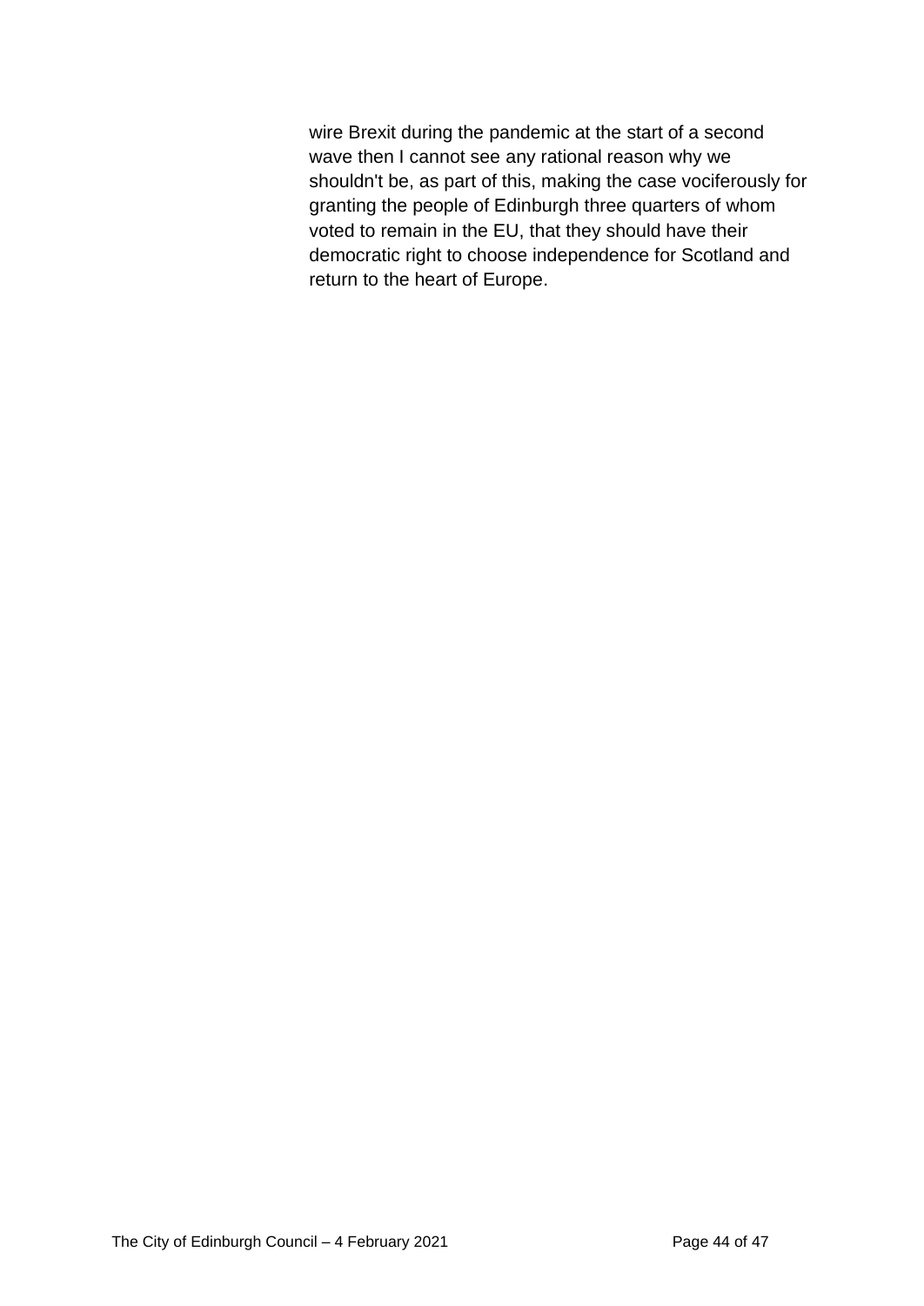wire Brexit during the pandemic at the start of a second wave then I cannot see any rational reason why we shouldn't be, as part of this, making the case vociferously for granting the people of Edinburgh three quarters of whom voted to remain in the EU, that they should have their democratic right to choose independence for Scotland and return to the heart of Europe.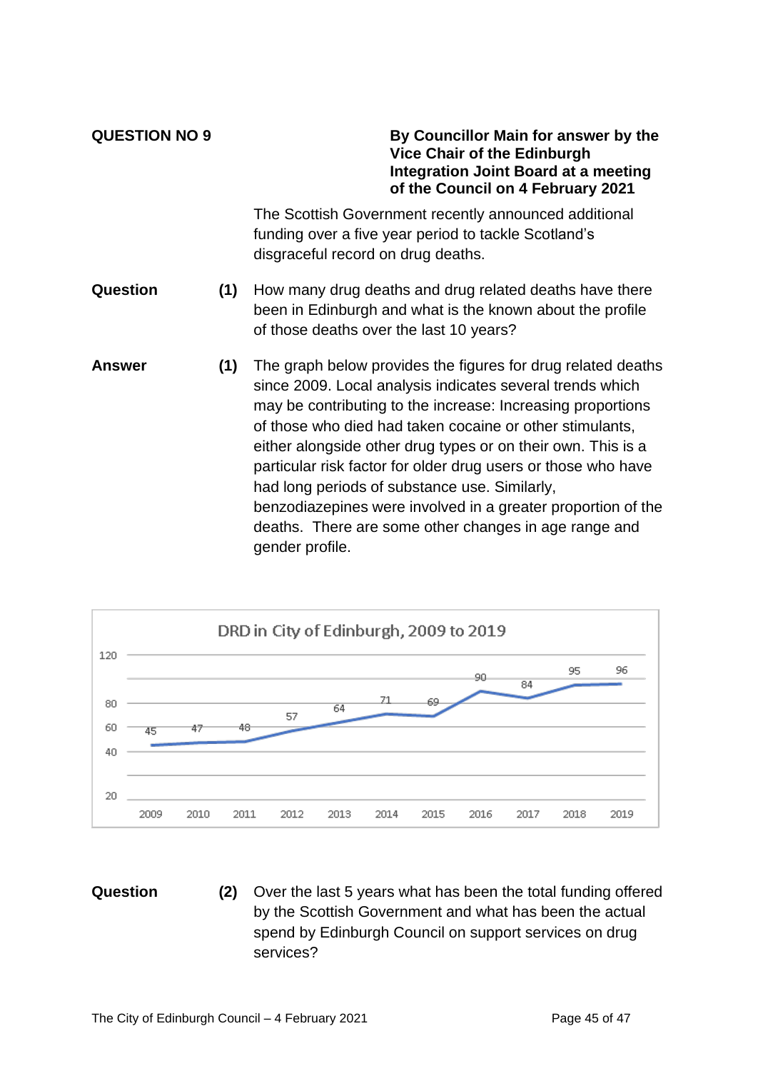**QUESTION NO 9**

**By Councillor Main for answer by the Vice Chair of the Edinburgh Integration Joint Board at a meeting of the Council on 4 February 2021**

The Scottish Government recently announced additional funding over a five year period to tackle Scotland's disgraceful record on drug deaths.

**Question** **(1)** How many drug deaths and drug related deaths have there been in Edinburgh and what is the known about the profile of those deaths over the last 10 years?

**Answer** **(1)** The graph below provides the figures for drug related deaths since 2009. Local analysis indicates several trends which may be contributing to the increase: Increasing proportions of those who died had taken cocaine or other stimulants, either alongside other drug types or on their own. This is a particular risk factor for older drug users or those who have had long periods of substance use. Similarly, benzodiazepines were involved in a greater proportion of the deaths. There are some other changes in age range and gender profile.

DRD in City of Edinburgh, 2009 to 2019

| Year | 2009 | 2010 | 2011 | 2012 | 2013 | 2014 | 2015 | 2016 | 2017 | 2018 | 2019 |
|---|---|---|---|---|---|---|---|---|---|---|---|
| DRD | 45 | 47 | 48 | 57 | 64 | 71 | 69 | 90 | 84 | 95 | 96 |

**Question** **(2)** Over the last 5 years what has been the total funding offered by the Scottish Government and what has been the actual spend by Edinburgh Council on support services on drug services?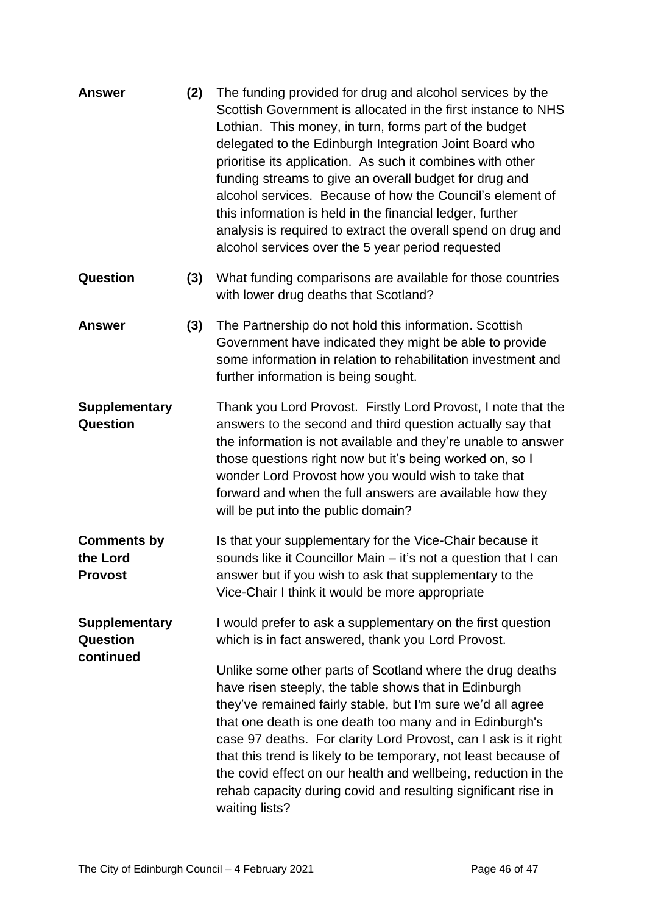| | | |
|---|---|---|
| **Answer** | **(2)** | The funding provided for drug and alcohol services by the Scottish Government is allocated in the first instance to NHS Lothian. This money, in turn, forms part of the budget delegated to the Edinburgh Integration Joint Board who prioritise its application. As such it combines with other funding streams to give an overall budget for drug and alcohol services. Because of how the Council's element of this information is held in the financial ledger, further analysis is required to extract the overall spend on drug and alcohol services over the 5 year period requested |
| **Question** | **(3)** | What funding comparisons are available for those countries with lower drug deaths that Scotland? |
| **Answer** | **(3)** | The Partnership do not hold this information. Scottish Government have indicated they might be able to provide some information in relation to rehabilitation investment and further information is being sought. |
| **Supplementary Question** | | Thank you Lord Provost. Firstly Lord Provost, I note that the answers to the second and third question actually say that the information is not available and they're unable to answer those questions right now but it's being worked on, so I wonder Lord Provost how you would wish to take that forward and when the full answers are available how they will be put into the public domain? |
| **Comments by the Lord Provost** | | Is that your supplementary for the Vice-Chair because it sounds like it Councillor Main – it's not a question that I can answer but if you wish to ask that supplementary to the Vice-Chair I think it would be more appropriate |
| **Supplementary Question continued** | | I would prefer to ask a supplementary on the first question which is in fact answered, thank you Lord Provost.<br><br>Unlike some other parts of Scotland where the drug deaths have risen steeply, the table shows that in Edinburgh they've remained fairly stable, but I'm sure we'd all agree that one death is one death too many and in Edinburgh's case 97 deaths. For clarity Lord Provost, can I ask is it right that this trend is likely to be temporary, not least because of the covid effect on our health and wellbeing, reduction in the rehab capacity during covid and resulting significant rise in waiting lists? |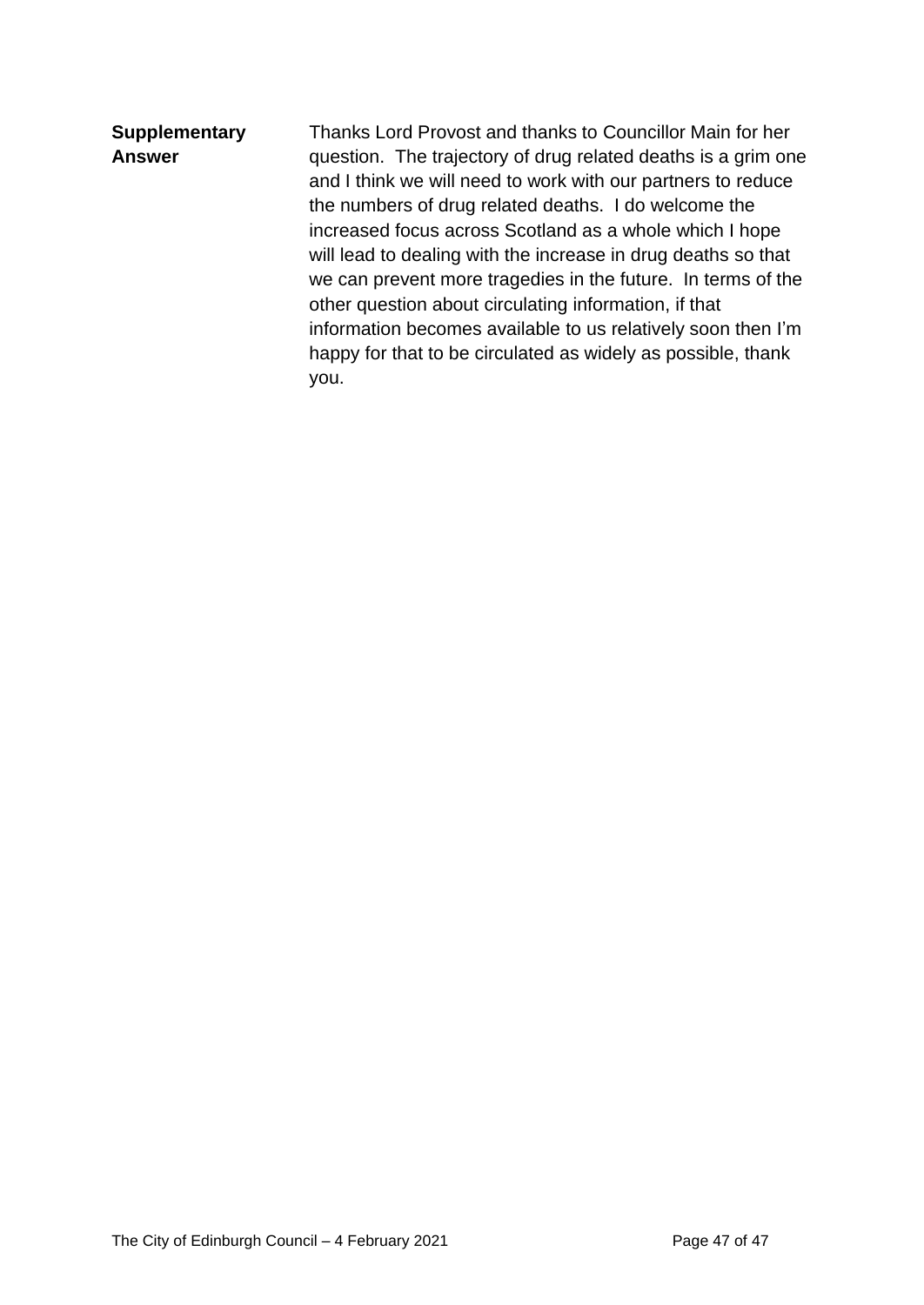**Supplementary Answer**

Thanks Lord Provost and thanks to Councillor Main for her question. The trajectory of drug related deaths is a grim one and I think we will need to work with our partners to reduce the numbers of drug related deaths. I do welcome the increased focus across Scotland as a whole which I hope will lead to dealing with the increase in drug deaths so that we can prevent more tragedies in the future. In terms of the other question about circulating information, if that information becomes available to us relatively soon then I'm happy for that to be circulated as widely as possible, thank you.